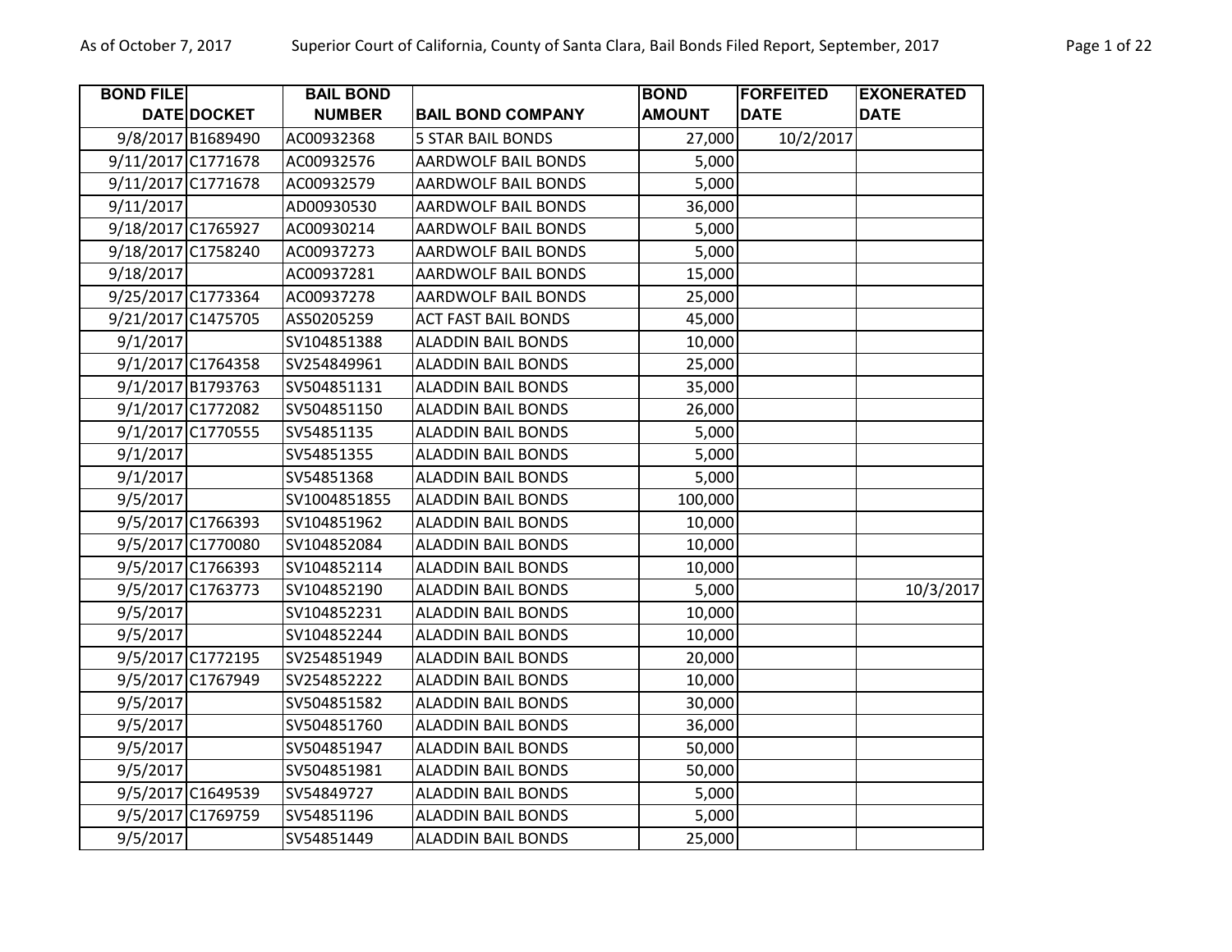| BOND FILE DATE | DOCKET | BAIL BOND NUMBER | BAIL BOND COMPANY | BOND AMOUNT | FORFEITED DATE | EXONERATED DATE |
|---|---|---|---|---|---|---|
| 9/8/2017 | B1689490 | AC00932368 | 5 STAR BAIL BONDS | 27,000 | 10/2/2017 | |
| 9/11/2017 | C1771678 | AC00932576 | AARDWOLF BAIL BONDS | 5,000 | | |
| 9/11/2017 | C1771678 | AC00932579 | AARDWOLF BAIL BONDS | 5,000 | | |
| 9/11/2017 | | AD00930530 | AARDWOLF BAIL BONDS | 36,000 | | |
| 9/18/2017 | C1765927 | AC00930214 | AARDWOLF BAIL BONDS | 5,000 | | |
| 9/18/2017 | C1758240 | AC00937273 | AARDWOLF BAIL BONDS | 5,000 | | |
| 9/18/2017 | | AC00937281 | AARDWOLF BAIL BONDS | 15,000 | | |
| 9/25/2017 | C1773364 | AC00937278 | AARDWOLF BAIL BONDS | 25,000 | | |
| 9/21/2017 | C1475705 | AS50205259 | ACT FAST BAIL BONDS | 45,000 | | |
| 9/1/2017 | | SV104851388 | ALADDIN BAIL BONDS | 10,000 | | |
| 9/1/2017 | C1764358 | SV254849961 | ALADDIN BAIL BONDS | 25,000 | | |
| 9/1/2017 | B1793763 | SV504851131 | ALADDIN BAIL BONDS | 35,000 | | |
| 9/1/2017 | C1772082 | SV504851150 | ALADDIN BAIL BONDS | 26,000 | | |
| 9/1/2017 | C1770555 | SV54851135 | ALADDIN BAIL BONDS | 5,000 | | |
| 9/1/2017 | | SV54851355 | ALADDIN BAIL BONDS | 5,000 | | |
| 9/1/2017 | | SV54851368 | ALADDIN BAIL BONDS | 5,000 | | |
| 9/5/2017 | | SV1004851855 | ALADDIN BAIL BONDS | 100,000 | | |
| 9/5/2017 | C1766393 | SV104851962 | ALADDIN BAIL BONDS | 10,000 | | |
| 9/5/2017 | C1770080 | SV104852084 | ALADDIN BAIL BONDS | 10,000 | | |
| 9/5/2017 | C1766393 | SV104852114 | ALADDIN BAIL BONDS | 10,000 | | |
| 9/5/2017 | C1763773 | SV104852190 | ALADDIN BAIL BONDS | 5,000 | | 10/3/2017 |
| 9/5/2017 | | SV104852231 | ALADDIN BAIL BONDS | 10,000 | | |
| 9/5/2017 | | SV104852244 | ALADDIN BAIL BONDS | 10,000 | | |
| 9/5/2017 | C1772195 | SV254851949 | ALADDIN BAIL BONDS | 20,000 | | |
| 9/5/2017 | C1767949 | SV254852222 | ALADDIN BAIL BONDS | 10,000 | | |
| 9/5/2017 | | SV504851582 | ALADDIN BAIL BONDS | 30,000 | | |
| 9/5/2017 | | SV504851760 | ALADDIN BAIL BONDS | 36,000 | | |
| 9/5/2017 | | SV504851947 | ALADDIN BAIL BONDS | 50,000 | | |
| 9/5/2017 | | SV504851981 | ALADDIN BAIL BONDS | 50,000 | | |
| 9/5/2017 | C1649539 | SV54849727 | ALADDIN BAIL BONDS | 5,000 | | |
| 9/5/2017 | C1769759 | SV54851196 | ALADDIN BAIL BONDS | 5,000 | | |
| 9/5/2017 | | SV54851449 | ALADDIN BAIL BONDS | 25,000 | | |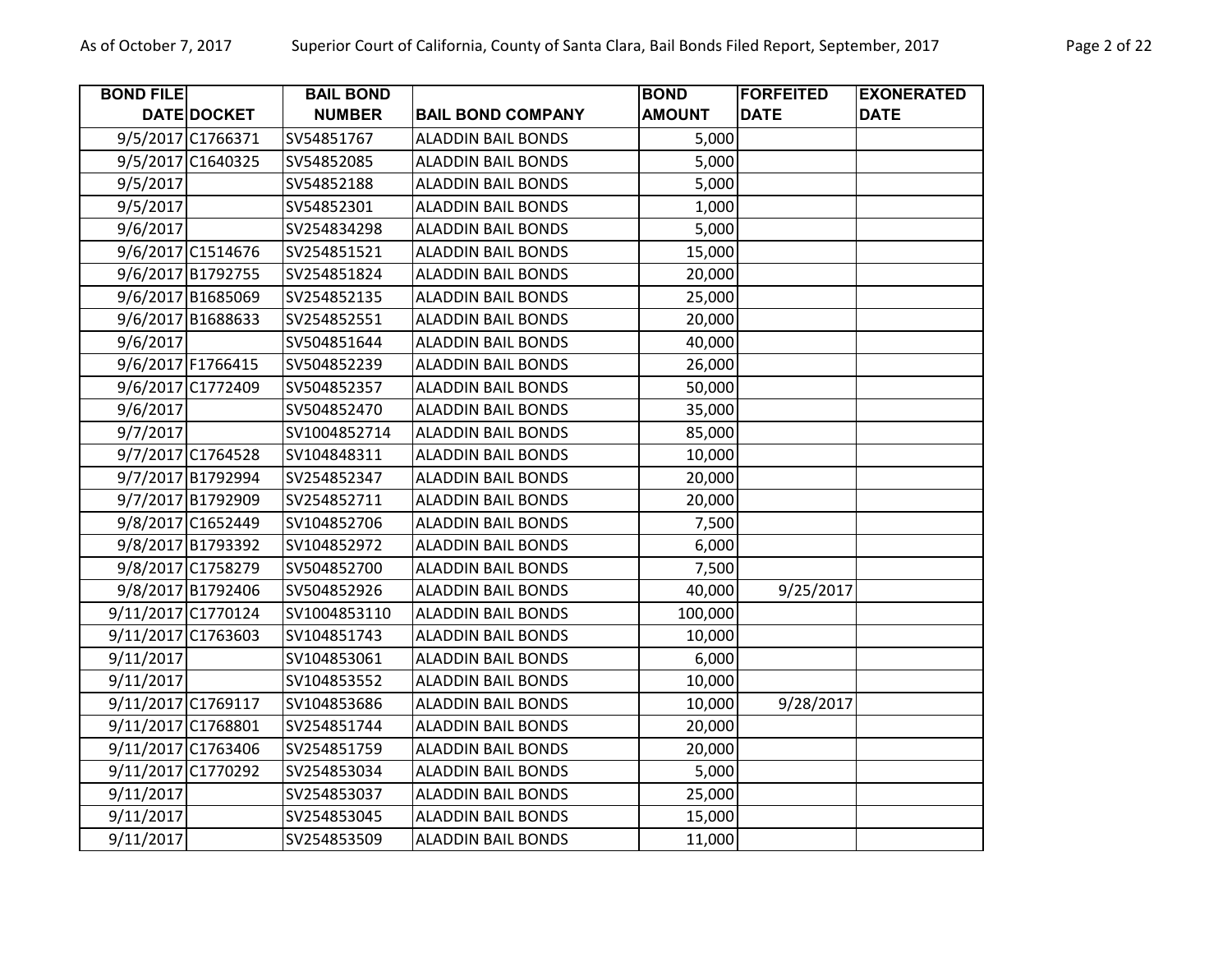| BOND FILE DATE | DOCKET | BAIL BOND NUMBER | BAIL BOND COMPANY | BOND AMOUNT | FORFEITED DATE | EXONERATED DATE |
|---|---|---|---|---|---|---|
| 9/5/2017 | C1766371 | SV54851767 | ALADDIN BAIL BONDS | 5,000 | | |
| 9/5/2017 | C1640325 | SV54852085 | ALADDIN BAIL BONDS | 5,000 | | |
| 9/5/2017 | | SV54852188 | ALADDIN BAIL BONDS | 5,000 | | |
| 9/5/2017 | | SV54852301 | ALADDIN BAIL BONDS | 1,000 | | |
| 9/6/2017 | | SV254834298 | ALADDIN BAIL BONDS | 5,000 | | |
| 9/6/2017 | C1514676 | SV254851521 | ALADDIN BAIL BONDS | 15,000 | | |
| 9/6/2017 | B1792755 | SV254851824 | ALADDIN BAIL BONDS | 20,000 | | |
| 9/6/2017 | B1685069 | SV254852135 | ALADDIN BAIL BONDS | 25,000 | | |
| 9/6/2017 | B1688633 | SV254852551 | ALADDIN BAIL BONDS | 20,000 | | |
| 9/6/2017 | | SV504851644 | ALADDIN BAIL BONDS | 40,000 | | |
| 9/6/2017 | F1766415 | SV504852239 | ALADDIN BAIL BONDS | 26,000 | | |
| 9/6/2017 | C1772409 | SV504852357 | ALADDIN BAIL BONDS | 50,000 | | |
| 9/6/2017 | | SV504852470 | ALADDIN BAIL BONDS | 35,000 | | |
| 9/7/2017 | | SV1004852714 | ALADDIN BAIL BONDS | 85,000 | | |
| 9/7/2017 | C1764528 | SV104848311 | ALADDIN BAIL BONDS | 10,000 | | |
| 9/7/2017 | B1792994 | SV254852347 | ALADDIN BAIL BONDS | 20,000 | | |
| 9/7/2017 | B1792909 | SV254852711 | ALADDIN BAIL BONDS | 20,000 | | |
| 9/8/2017 | C1652449 | SV104852706 | ALADDIN BAIL BONDS | 7,500 | | |
| 9/8/2017 | B1793392 | SV104852972 | ALADDIN BAIL BONDS | 6,000 | | |
| 9/8/2017 | C1758279 | SV504852700 | ALADDIN BAIL BONDS | 7,500 | | |
| 9/8/2017 | B1792406 | SV504852926 | ALADDIN BAIL BONDS | 40,000 | 9/25/2017 | |
| 9/11/2017 | C1770124 | SV1004853110 | ALADDIN BAIL BONDS | 100,000 | | |
| 9/11/2017 | C1763603 | SV104851743 | ALADDIN BAIL BONDS | 10,000 | | |
| 9/11/2017 | | SV104853061 | ALADDIN BAIL BONDS | 6,000 | | |
| 9/11/2017 | | SV104853552 | ALADDIN BAIL BONDS | 10,000 | | |
| 9/11/2017 | C1769117 | SV104853686 | ALADDIN BAIL BONDS | 10,000 | 9/28/2017 | |
| 9/11/2017 | C1768801 | SV254851744 | ALADDIN BAIL BONDS | 20,000 | | |
| 9/11/2017 | C1763406 | SV254851759 | ALADDIN BAIL BONDS | 20,000 | | |
| 9/11/2017 | C1770292 | SV254853034 | ALADDIN BAIL BONDS | 5,000 | | |
| 9/11/2017 | | SV254853037 | ALADDIN BAIL BONDS | 25,000 | | |
| 9/11/2017 | | SV254853045 | ALADDIN BAIL BONDS | 15,000 | | |
| 9/11/2017 | | SV254853509 | ALADDIN BAIL BONDS | 11,000 | | |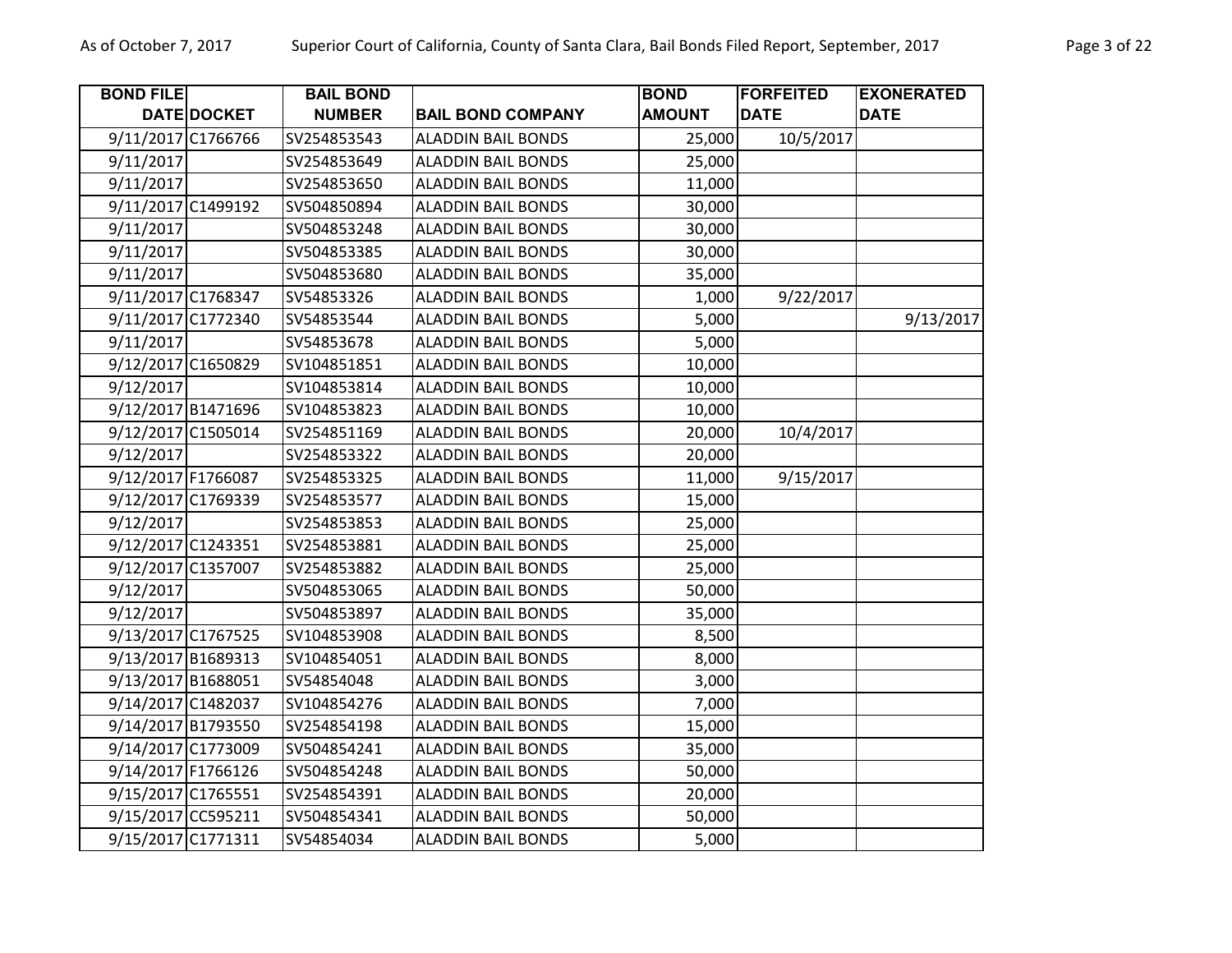| BOND FILE DATE | DOCKET | BAIL BOND NUMBER | BAIL BOND COMPANY | BOND AMOUNT | FORFEITED DATE | EXONERATED DATE |
|---|---|---|---|---|---|---|
| 9/11/2017 | C1766766 | SV254853543 | ALADDIN BAIL BONDS | 25,000 | 10/5/2017 | |
| 9/11/2017 | | SV254853649 | ALADDIN BAIL BONDS | 25,000 | | |
| 9/11/2017 | | SV254853650 | ALADDIN BAIL BONDS | 11,000 | | |
| 9/11/2017 | C1499192 | SV504850894 | ALADDIN BAIL BONDS | 30,000 | | |
| 9/11/2017 | | SV504853248 | ALADDIN BAIL BONDS | 30,000 | | |
| 9/11/2017 | | SV504853385 | ALADDIN BAIL BONDS | 30,000 | | |
| 9/11/2017 | | SV504853680 | ALADDIN BAIL BONDS | 35,000 | | |
| 9/11/2017 | C1768347 | SV54853326 | ALADDIN BAIL BONDS | 1,000 | 9/22/2017 | |
| 9/11/2017 | C1772340 | SV54853544 | ALADDIN BAIL BONDS | 5,000 | | 9/13/2017 |
| 9/11/2017 | | SV54853678 | ALADDIN BAIL BONDS | 5,000 | | |
| 9/12/2017 | C1650829 | SV104851851 | ALADDIN BAIL BONDS | 10,000 | | |
| 9/12/2017 | | SV104853814 | ALADDIN BAIL BONDS | 10,000 | | |
| 9/12/2017 | B1471696 | SV104853823 | ALADDIN BAIL BONDS | 10,000 | | |
| 9/12/2017 | C1505014 | SV254851169 | ALADDIN BAIL BONDS | 20,000 | 10/4/2017 | |
| 9/12/2017 | | SV254853322 | ALADDIN BAIL BONDS | 20,000 | | |
| 9/12/2017 | F1766087 | SV254853325 | ALADDIN BAIL BONDS | 11,000 | 9/15/2017 | |
| 9/12/2017 | C1769339 | SV254853577 | ALADDIN BAIL BONDS | 15,000 | | |
| 9/12/2017 | | SV254853853 | ALADDIN BAIL BONDS | 25,000 | | |
| 9/12/2017 | C1243351 | SV254853881 | ALADDIN BAIL BONDS | 25,000 | | |
| 9/12/2017 | C1357007 | SV254853882 | ALADDIN BAIL BONDS | 25,000 | | |
| 9/12/2017 | | SV504853065 | ALADDIN BAIL BONDS | 50,000 | | |
| 9/12/2017 | | SV504853897 | ALADDIN BAIL BONDS | 35,000 | | |
| 9/13/2017 | C1767525 | SV104853908 | ALADDIN BAIL BONDS | 8,500 | | |
| 9/13/2017 | B1689313 | SV104854051 | ALADDIN BAIL BONDS | 8,000 | | |
| 9/13/2017 | B1688051 | SV54854048 | ALADDIN BAIL BONDS | 3,000 | | |
| 9/14/2017 | C1482037 | SV104854276 | ALADDIN BAIL BONDS | 7,000 | | |
| 9/14/2017 | B1793550 | SV254854198 | ALADDIN BAIL BONDS | 15,000 | | |
| 9/14/2017 | C1773009 | SV504854241 | ALADDIN BAIL BONDS | 35,000 | | |
| 9/14/2017 | F1766126 | SV504854248 | ALADDIN BAIL BONDS | 50,000 | | |
| 9/15/2017 | C1765551 | SV254854391 | ALADDIN BAIL BONDS | 20,000 | | |
| 9/15/2017 | CC595211 | SV504854341 | ALADDIN BAIL BONDS | 50,000 | | |
| 9/15/2017 | C1771311 | SV54854034 | ALADDIN BAIL BONDS | 5,000 | | |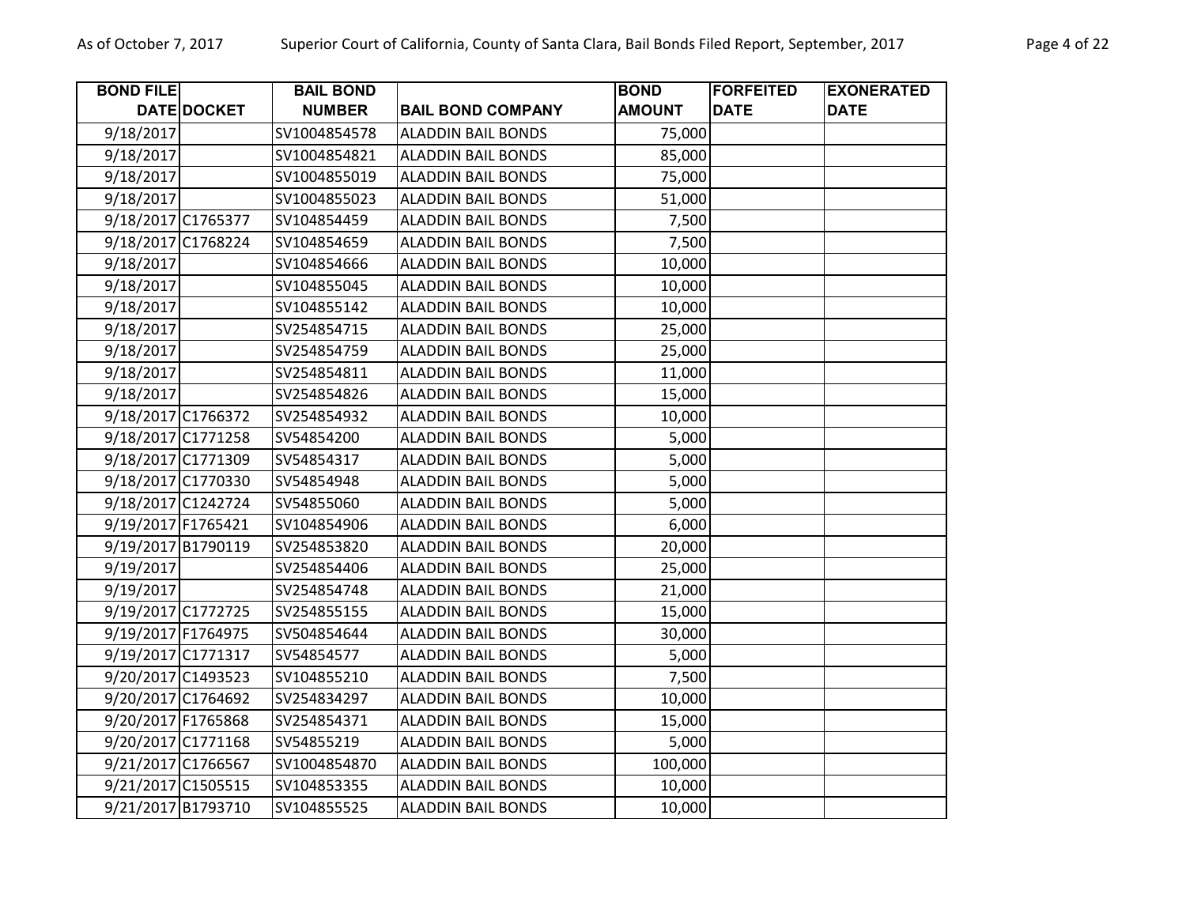| BOND FILE DATE | DOCKET | BAIL BOND NUMBER | BAIL BOND COMPANY | BOND AMOUNT | FORFEITED DATE | EXONERATED DATE |
|---|---|---|---|---|---|---|
| 9/18/2017 | | SV1004854578 | ALADDIN BAIL BONDS | 75,000 | | |
| 9/18/2017 | | SV1004854821 | ALADDIN BAIL BONDS | 85,000 | | |
| 9/18/2017 | | SV1004855019 | ALADDIN BAIL BONDS | 75,000 | | |
| 9/18/2017 | | SV1004855023 | ALADDIN BAIL BONDS | 51,000 | | |
| 9/18/2017 | C1765377 | SV104854459 | ALADDIN BAIL BONDS | 7,500 | | |
| 9/18/2017 | C1768224 | SV104854659 | ALADDIN BAIL BONDS | 7,500 | | |
| 9/18/2017 | | SV104854666 | ALADDIN BAIL BONDS | 10,000 | | |
| 9/18/2017 | | SV104855045 | ALADDIN BAIL BONDS | 10,000 | | |
| 9/18/2017 | | SV104855142 | ALADDIN BAIL BONDS | 10,000 | | |
| 9/18/2017 | | SV254854715 | ALADDIN BAIL BONDS | 25,000 | | |
| 9/18/2017 | | SV254854759 | ALADDIN BAIL BONDS | 25,000 | | |
| 9/18/2017 | | SV254854811 | ALADDIN BAIL BONDS | 11,000 | | |
| 9/18/2017 | | SV254854826 | ALADDIN BAIL BONDS | 15,000 | | |
| 9/18/2017 | C1766372 | SV254854932 | ALADDIN BAIL BONDS | 10,000 | | |
| 9/18/2017 | C1771258 | SV54854200 | ALADDIN BAIL BONDS | 5,000 | | |
| 9/18/2017 | C1771309 | SV54854317 | ALADDIN BAIL BONDS | 5,000 | | |
| 9/18/2017 | C1770330 | SV54854948 | ALADDIN BAIL BONDS | 5,000 | | |
| 9/18/2017 | C1242724 | SV54855060 | ALADDIN BAIL BONDS | 5,000 | | |
| 9/19/2017 | F1765421 | SV104854906 | ALADDIN BAIL BONDS | 6,000 | | |
| 9/19/2017 | B1790119 | SV254853820 | ALADDIN BAIL BONDS | 20,000 | | |
| 9/19/2017 | | SV254854406 | ALADDIN BAIL BONDS | 25,000 | | |
| 9/19/2017 | | SV254854748 | ALADDIN BAIL BONDS | 21,000 | | |
| 9/19/2017 | C1772725 | SV254855155 | ALADDIN BAIL BONDS | 15,000 | | |
| 9/19/2017 | F1764975 | SV504854644 | ALADDIN BAIL BONDS | 30,000 | | |
| 9/19/2017 | C1771317 | SV54854577 | ALADDIN BAIL BONDS | 5,000 | | |
| 9/20/2017 | C1493523 | SV104855210 | ALADDIN BAIL BONDS | 7,500 | | |
| 9/20/2017 | C1764692 | SV254834297 | ALADDIN BAIL BONDS | 10,000 | | |
| 9/20/2017 | F1765868 | SV254854371 | ALADDIN BAIL BONDS | 15,000 | | |
| 9/20/2017 | C1771168 | SV54855219 | ALADDIN BAIL BONDS | 5,000 | | |
| 9/21/2017 | C1766567 | SV1004854870 | ALADDIN BAIL BONDS | 100,000 | | |
| 9/21/2017 | C1505515 | SV104853355 | ALADDIN BAIL BONDS | 10,000 | | |
| 9/21/2017 | B1793710 | SV104855525 | ALADDIN BAIL BONDS | 10,000 | | |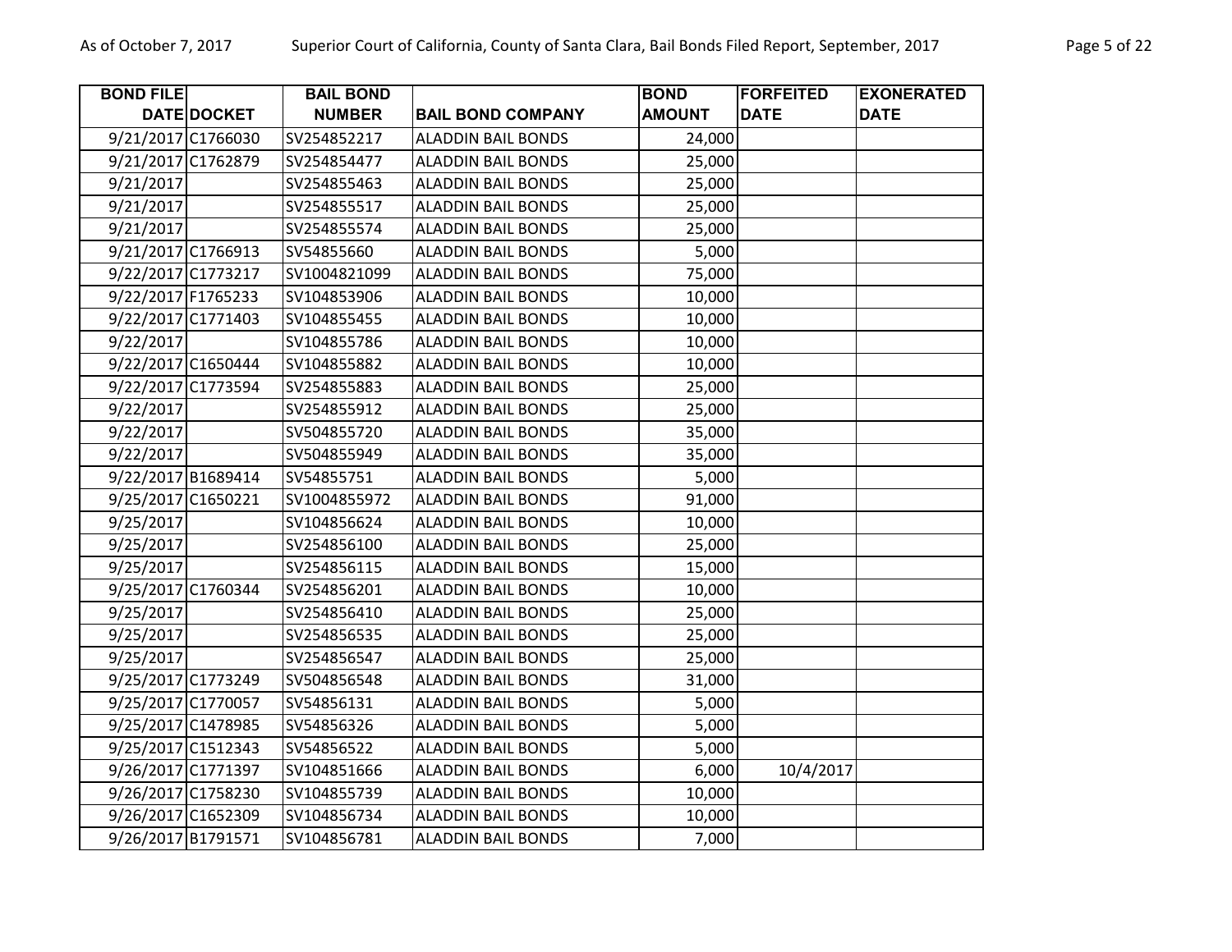| BOND FILE DATE | DOCKET | BAIL BOND NUMBER | BAIL BOND COMPANY | BOND AMOUNT | FORFEITED DATE | EXONERATED DATE |
|---|---|---|---|---|---|---|
| 9/21/2017 | C1766030 | SV254852217 | ALADDIN BAIL BONDS | 24,000 | | |
| 9/21/2017 | C1762879 | SV254854477 | ALADDIN BAIL BONDS | 25,000 | | |
| 9/21/2017 | | SV254855463 | ALADDIN BAIL BONDS | 25,000 | | |
| 9/21/2017 | | SV254855517 | ALADDIN BAIL BONDS | 25,000 | | |
| 9/21/2017 | | SV254855574 | ALADDIN BAIL BONDS | 25,000 | | |
| 9/21/2017 | C1766913 | SV54855660 | ALADDIN BAIL BONDS | 5,000 | | |
| 9/22/2017 | C1773217 | SV1004821099 | ALADDIN BAIL BONDS | 75,000 | | |
| 9/22/2017 | F1765233 | SV104853906 | ALADDIN BAIL BONDS | 10,000 | | |
| 9/22/2017 | C1771403 | SV104855455 | ALADDIN BAIL BONDS | 10,000 | | |
| 9/22/2017 | | SV104855786 | ALADDIN BAIL BONDS | 10,000 | | |
| 9/22/2017 | C1650444 | SV104855882 | ALADDIN BAIL BONDS | 10,000 | | |
| 9/22/2017 | C1773594 | SV254855883 | ALADDIN BAIL BONDS | 25,000 | | |
| 9/22/2017 | | SV254855912 | ALADDIN BAIL BONDS | 25,000 | | |
| 9/22/2017 | | SV504855720 | ALADDIN BAIL BONDS | 35,000 | | |
| 9/22/2017 | | SV504855949 | ALADDIN BAIL BONDS | 35,000 | | |
| 9/22/2017 | B1689414 | SV54855751 | ALADDIN BAIL BONDS | 5,000 | | |
| 9/25/2017 | C1650221 | SV1004855972 | ALADDIN BAIL BONDS | 91,000 | | |
| 9/25/2017 | | SV104856624 | ALADDIN BAIL BONDS | 10,000 | | |
| 9/25/2017 | | SV254856100 | ALADDIN BAIL BONDS | 25,000 | | |
| 9/25/2017 | | SV254856115 | ALADDIN BAIL BONDS | 15,000 | | |
| 9/25/2017 | C1760344 | SV254856201 | ALADDIN BAIL BONDS | 10,000 | | |
| 9/25/2017 | | SV254856410 | ALADDIN BAIL BONDS | 25,000 | | |
| 9/25/2017 | | SV254856535 | ALADDIN BAIL BONDS | 25,000 | | |
| 9/25/2017 | | SV254856547 | ALADDIN BAIL BONDS | 25,000 | | |
| 9/25/2017 | C1773249 | SV504856548 | ALADDIN BAIL BONDS | 31,000 | | |
| 9/25/2017 | C1770057 | SV54856131 | ALADDIN BAIL BONDS | 5,000 | | |
| 9/25/2017 | C1478985 | SV54856326 | ALADDIN BAIL BONDS | 5,000 | | |
| 9/25/2017 | C1512343 | SV54856522 | ALADDIN BAIL BONDS | 5,000 | | |
| 9/26/2017 | C1771397 | SV104851666 | ALADDIN BAIL BONDS | 6,000 | 10/4/2017 | |
| 9/26/2017 | C1758230 | SV104855739 | ALADDIN BAIL BONDS | 10,000 | | |
| 9/26/2017 | C1652309 | SV104856734 | ALADDIN BAIL BONDS | 10,000 | | |
| 9/26/2017 | B1791571 | SV104856781 | ALADDIN BAIL BONDS | 7,000 | | |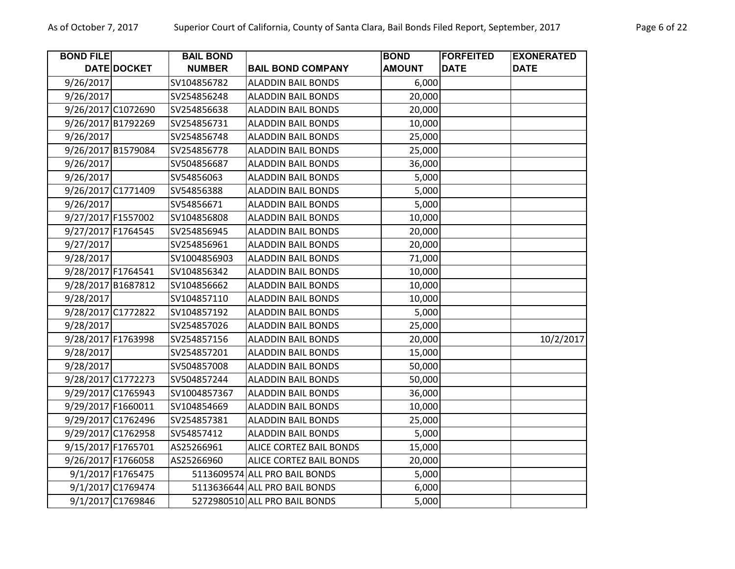| BOND FILE DATE | DOCKET | BAIL BOND NUMBER | BAIL BOND COMPANY | BOND AMOUNT | FORFEITED DATE | EXONERATED DATE |
|---|---|---|---|---|---|---|
| 9/26/2017 | | SV104856782 | ALADDIN BAIL BONDS | 6,000 | | |
| 9/26/2017 | | SV254856248 | ALADDIN BAIL BONDS | 20,000 | | |
| 9/26/2017 | C1072690 | SV254856638 | ALADDIN BAIL BONDS | 20,000 | | |
| 9/26/2017 | B1792269 | SV254856731 | ALADDIN BAIL BONDS | 10,000 | | |
| 9/26/2017 | | SV254856748 | ALADDIN BAIL BONDS | 25,000 | | |
| 9/26/2017 | B1579084 | SV254856778 | ALADDIN BAIL BONDS | 25,000 | | |
| 9/26/2017 | | SV504856687 | ALADDIN BAIL BONDS | 36,000 | | |
| 9/26/2017 | | SV54856063 | ALADDIN BAIL BONDS | 5,000 | | |
| 9/26/2017 | C1771409 | SV54856388 | ALADDIN BAIL BONDS | 5,000 | | |
| 9/26/2017 | | SV54856671 | ALADDIN BAIL BONDS | 5,000 | | |
| 9/27/2017 | F1557002 | SV104856808 | ALADDIN BAIL BONDS | 10,000 | | |
| 9/27/2017 | F1764545 | SV254856945 | ALADDIN BAIL BONDS | 20,000 | | |
| 9/27/2017 | | SV254856961 | ALADDIN BAIL BONDS | 20,000 | | |
| 9/28/2017 | | SV1004856903 | ALADDIN BAIL BONDS | 71,000 | | |
| 9/28/2017 | F1764541 | SV104856342 | ALADDIN BAIL BONDS | 10,000 | | |
| 9/28/2017 | B1687812 | SV104856662 | ALADDIN BAIL BONDS | 10,000 | | |
| 9/28/2017 | | SV104857110 | ALADDIN BAIL BONDS | 10,000 | | |
| 9/28/2017 | C1772822 | SV104857192 | ALADDIN BAIL BONDS | 5,000 | | |
| 9/28/2017 | | SV254857026 | ALADDIN BAIL BONDS | 25,000 | | |
| 9/28/2017 | F1763998 | SV254857156 | ALADDIN BAIL BONDS | 20,000 | | 10/2/2017 |
| 9/28/2017 | | SV254857201 | ALADDIN BAIL BONDS | 15,000 | | |
| 9/28/2017 | | SV504857008 | ALADDIN BAIL BONDS | 50,000 | | |
| 9/28/2017 | C1772273 | SV504857244 | ALADDIN BAIL BONDS | 50,000 | | |
| 9/29/2017 | C1765943 | SV1004857367 | ALADDIN BAIL BONDS | 36,000 | | |
| 9/29/2017 | F1660011 | SV104854669 | ALADDIN BAIL BONDS | 10,000 | | |
| 9/29/2017 | C1762496 | SV254857381 | ALADDIN BAIL BONDS | 25,000 | | |
| 9/29/2017 | C1762958 | SV54857412 | ALADDIN BAIL BONDS | 5,000 | | |
| 9/15/2017 | F1765701 | AS25266961 | ALICE CORTEZ BAIL BONDS | 15,000 | | |
| 9/26/2017 | F1766058 | AS25266960 | ALICE CORTEZ BAIL BONDS | 20,000 | | |
| 9/1/2017 | F1765475 | 5113609574 | ALL PRO BAIL BONDS | 5,000 | | |
| 9/1/2017 | C1769474 | 5113636644 | ALL PRO BAIL BONDS | 6,000 | | |
| 9/1/2017 | C1769846 | 5272980510 | ALL PRO BAIL BONDS | 5,000 | | |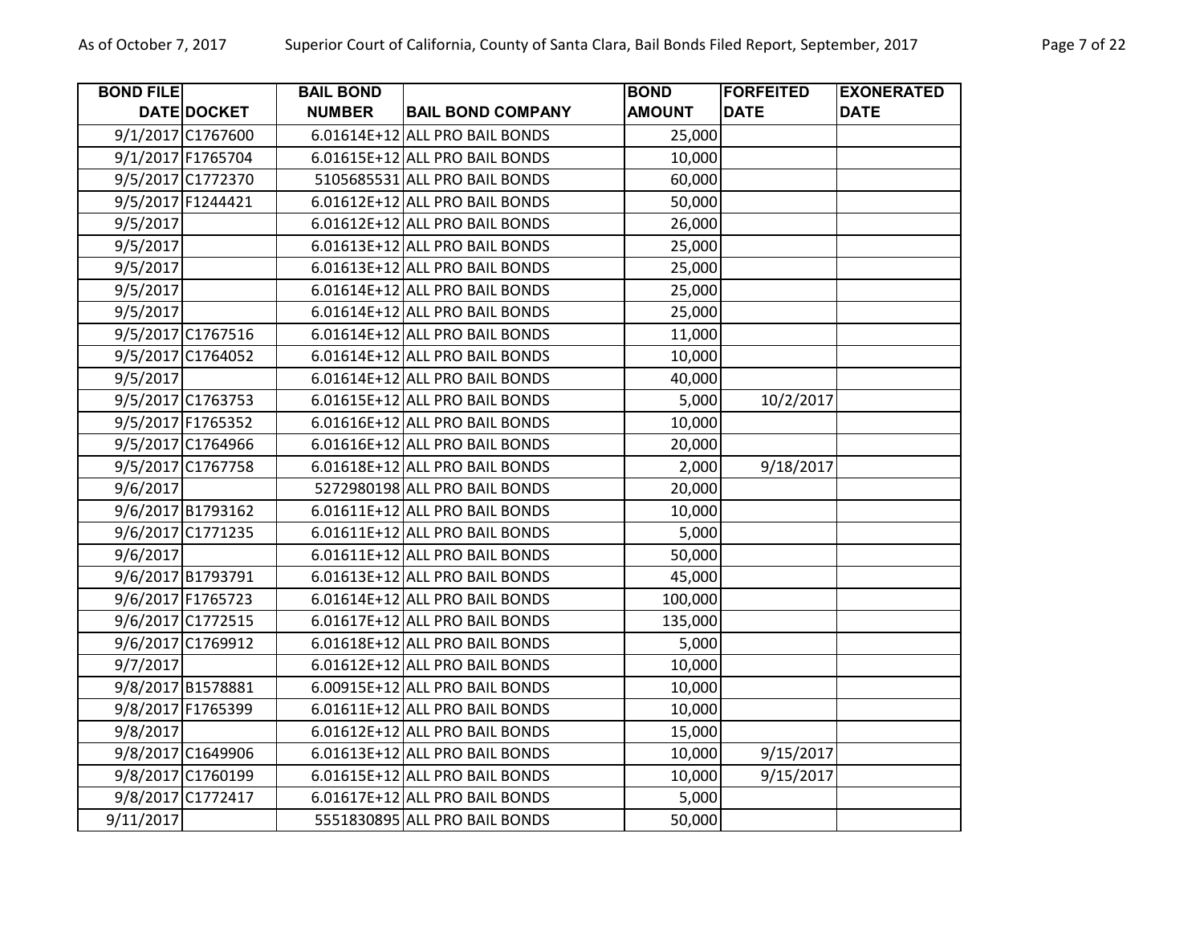| BOND FILE DATE | DOCKET | BAIL BOND NUMBER | BAIL BOND COMPANY | BOND AMOUNT | FORFEITED DATE | EXONERATED DATE |
|---|---|---|---|---|---|---|
| 9/1/2017 | C1767600 | 6.01614E+12 | ALL PRO BAIL BONDS | 25,000 | | |
| 9/1/2017 | F1765704 | 6.01615E+12 | ALL PRO BAIL BONDS | 10,000 | | |
| 9/5/2017 | C1772370 | 5105685531 | ALL PRO BAIL BONDS | 60,000 | | |
| 9/5/2017 | F1244421 | 6.01612E+12 | ALL PRO BAIL BONDS | 50,000 | | |
| 9/5/2017 | | 6.01612E+12 | ALL PRO BAIL BONDS | 26,000 | | |
| 9/5/2017 | | 6.01613E+12 | ALL PRO BAIL BONDS | 25,000 | | |
| 9/5/2017 | | 6.01613E+12 | ALL PRO BAIL BONDS | 25,000 | | |
| 9/5/2017 | | 6.01614E+12 | ALL PRO BAIL BONDS | 25,000 | | |
| 9/5/2017 | | 6.01614E+12 | ALL PRO BAIL BONDS | 25,000 | | |
| 9/5/2017 | C1767516 | 6.01614E+12 | ALL PRO BAIL BONDS | 11,000 | | |
| 9/5/2017 | C1764052 | 6.01614E+12 | ALL PRO BAIL BONDS | 10,000 | | |
| 9/5/2017 | | 6.01614E+12 | ALL PRO BAIL BONDS | 40,000 | | |
| 9/5/2017 | C1763753 | 6.01615E+12 | ALL PRO BAIL BONDS | 5,000 | 10/2/2017 | |
| 9/5/2017 | F1765352 | 6.01616E+12 | ALL PRO BAIL BONDS | 10,000 | | |
| 9/5/2017 | C1764966 | 6.01616E+12 | ALL PRO BAIL BONDS | 20,000 | | |
| 9/5/2017 | C1767758 | 6.01618E+12 | ALL PRO BAIL BONDS | 2,000 | 9/18/2017 | |
| 9/6/2017 | | 5272980198 | ALL PRO BAIL BONDS | 20,000 | | |
| 9/6/2017 | B1793162 | 6.01611E+12 | ALL PRO BAIL BONDS | 10,000 | | |
| 9/6/2017 | C1771235 | 6.01611E+12 | ALL PRO BAIL BONDS | 5,000 | | |
| 9/6/2017 | | 6.01611E+12 | ALL PRO BAIL BONDS | 50,000 | | |
| 9/6/2017 | B1793791 | 6.01613E+12 | ALL PRO BAIL BONDS | 45,000 | | |
| 9/6/2017 | F1765723 | 6.01614E+12 | ALL PRO BAIL BONDS | 100,000 | | |
| 9/6/2017 | C1772515 | 6.01617E+12 | ALL PRO BAIL BONDS | 135,000 | | |
| 9/6/2017 | C1769912 | 6.01618E+12 | ALL PRO BAIL BONDS | 5,000 | | |
| 9/7/2017 | | 6.01612E+12 | ALL PRO BAIL BONDS | 10,000 | | |
| 9/8/2017 | B1578881 | 6.00915E+12 | ALL PRO BAIL BONDS | 10,000 | | |
| 9/8/2017 | F1765399 | 6.01611E+12 | ALL PRO BAIL BONDS | 10,000 | | |
| 9/8/2017 | | 6.01612E+12 | ALL PRO BAIL BONDS | 15,000 | | |
| 9/8/2017 | C1649906 | 6.01613E+12 | ALL PRO BAIL BONDS | 10,000 | 9/15/2017 | |
| 9/8/2017 | C1760199 | 6.01615E+12 | ALL PRO BAIL BONDS | 10,000 | 9/15/2017 | |
| 9/8/2017 | C1772417 | 6.01617E+12 | ALL PRO BAIL BONDS | 5,000 | | |
| 9/11/2017 | | 5551830895 | ALL PRO BAIL BONDS | 50,000 | | |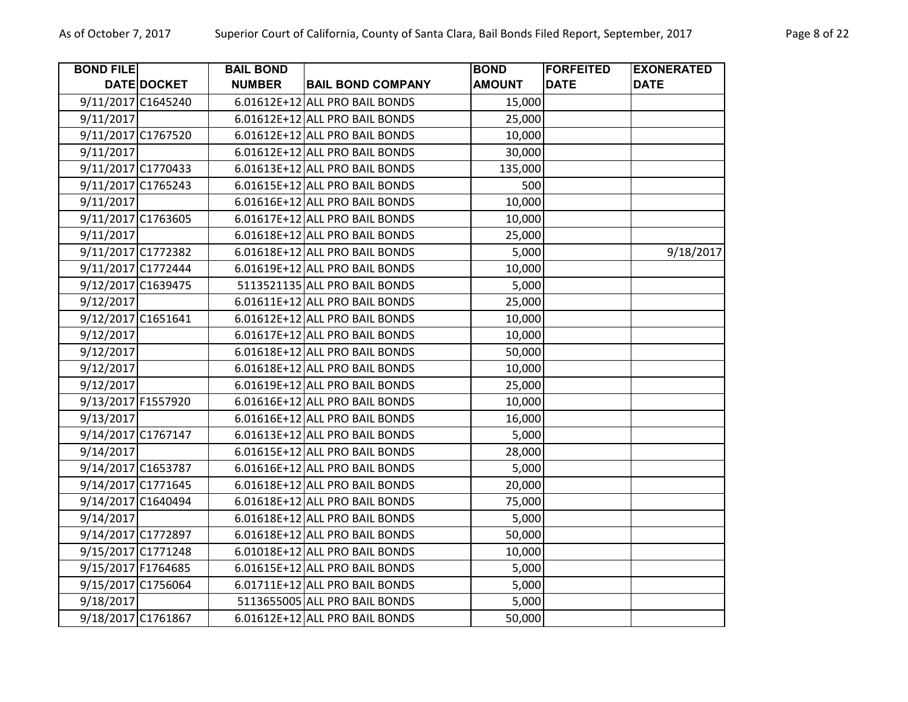| BOND FILE DATE | DOCKET | BAIL BOND NUMBER | BAIL BOND COMPANY | BOND AMOUNT | FORFEITED DATE | EXONERATED DATE |
|---|---|---|---|---|---|---|
| 9/11/2017 | C1645240 | 6.01612E+12 | ALL PRO BAIL BONDS | 15,000 | | |
| 9/11/2017 | | 6.01612E+12 | ALL PRO BAIL BONDS | 25,000 | | |
| 9/11/2017 | C1767520 | 6.01612E+12 | ALL PRO BAIL BONDS | 10,000 | | |
| 9/11/2017 | | 6.01612E+12 | ALL PRO BAIL BONDS | 30,000 | | |
| 9/11/2017 | C1770433 | 6.01613E+12 | ALL PRO BAIL BONDS | 135,000 | | |
| 9/11/2017 | C1765243 | 6.01615E+12 | ALL PRO BAIL BONDS | 500 | | |
| 9/11/2017 | | 6.01616E+12 | ALL PRO BAIL BONDS | 10,000 | | |
| 9/11/2017 | C1763605 | 6.01617E+12 | ALL PRO BAIL BONDS | 10,000 | | |
| 9/11/2017 | | 6.01618E+12 | ALL PRO BAIL BONDS | 25,000 | | |
| 9/11/2017 | C1772382 | 6.01618E+12 | ALL PRO BAIL BONDS | 5,000 | | 9/18/2017 |
| 9/11/2017 | C1772444 | 6.01619E+12 | ALL PRO BAIL BONDS | 10,000 | | |
| 9/12/2017 | C1639475 | 5113521135 | ALL PRO BAIL BONDS | 5,000 | | |
| 9/12/2017 | | 6.01611E+12 | ALL PRO BAIL BONDS | 25,000 | | |
| 9/12/2017 | C1651641 | 6.01612E+12 | ALL PRO BAIL BONDS | 10,000 | | |
| 9/12/2017 | | 6.01617E+12 | ALL PRO BAIL BONDS | 10,000 | | |
| 9/12/2017 | | 6.01618E+12 | ALL PRO BAIL BONDS | 50,000 | | |
| 9/12/2017 | | 6.01618E+12 | ALL PRO BAIL BONDS | 10,000 | | |
| 9/12/2017 | | 6.01619E+12 | ALL PRO BAIL BONDS | 25,000 | | |
| 9/13/2017 | F1557920 | 6.01616E+12 | ALL PRO BAIL BONDS | 10,000 | | |
| 9/13/2017 | | 6.01616E+12 | ALL PRO BAIL BONDS | 16,000 | | |
| 9/14/2017 | C1767147 | 6.01613E+12 | ALL PRO BAIL BONDS | 5,000 | | |
| 9/14/2017 | | 6.01615E+12 | ALL PRO BAIL BONDS | 28,000 | | |
| 9/14/2017 | C1653787 | 6.01616E+12 | ALL PRO BAIL BONDS | 5,000 | | |
| 9/14/2017 | C1771645 | 6.01618E+12 | ALL PRO BAIL BONDS | 20,000 | | |
| 9/14/2017 | C1640494 | 6.01618E+12 | ALL PRO BAIL BONDS | 75,000 | | |
| 9/14/2017 | | 6.01618E+12 | ALL PRO BAIL BONDS | 5,000 | | |
| 9/14/2017 | C1772897 | 6.01618E+12 | ALL PRO BAIL BONDS | 50,000 | | |
| 9/15/2017 | C1771248 | 6.01018E+12 | ALL PRO BAIL BONDS | 10,000 | | |
| 9/15/2017 | F1764685 | 6.01615E+12 | ALL PRO BAIL BONDS | 5,000 | | |
| 9/15/2017 | C1756064 | 6.01711E+12 | ALL PRO BAIL BONDS | 5,000 | | |
| 9/18/2017 | | 5113655005 | ALL PRO BAIL BONDS | 5,000 | | |
| 9/18/2017 | C1761867 | 6.01612E+12 | ALL PRO BAIL BONDS | 50,000 | | |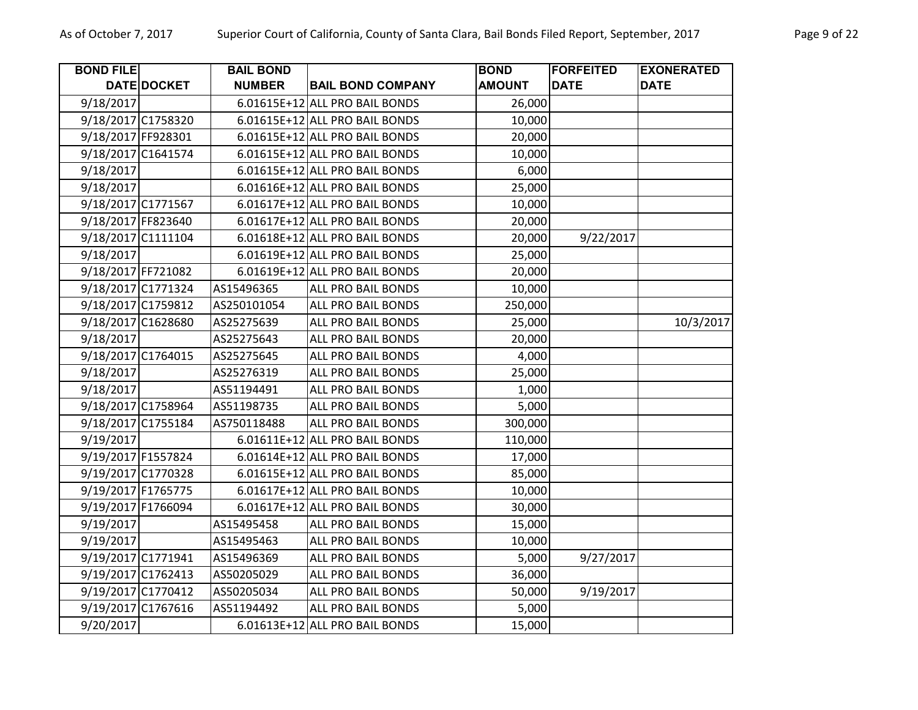| BOND FILE DATE | DOCKET | BAIL BOND NUMBER | BAIL BOND COMPANY | BOND AMOUNT | FORFEITED DATE | EXONERATED DATE |
|---|---|---|---|---|---|---|
| 9/18/2017 | | 6.01615E+12 | ALL PRO BAIL BONDS | 26,000 | | |
| 9/18/2017 | C1758320 | 6.01615E+12 | ALL PRO BAIL BONDS | 10,000 | | |
| 9/18/2017 | FF928301 | 6.01615E+12 | ALL PRO BAIL BONDS | 20,000 | | |
| 9/18/2017 | C1641574 | 6.01615E+12 | ALL PRO BAIL BONDS | 10,000 | | |
| 9/18/2017 | | 6.01615E+12 | ALL PRO BAIL BONDS | 6,000 | | |
| 9/18/2017 | | 6.01616E+12 | ALL PRO BAIL BONDS | 25,000 | | |
| 9/18/2017 | C1771567 | 6.01617E+12 | ALL PRO BAIL BONDS | 10,000 | | |
| 9/18/2017 | FF823640 | 6.01617E+12 | ALL PRO BAIL BONDS | 20,000 | | |
| 9/18/2017 | C1111104 | 6.01618E+12 | ALL PRO BAIL BONDS | 20,000 | 9/22/2017 | |
| 9/18/2017 | | 6.01619E+12 | ALL PRO BAIL BONDS | 25,000 | | |
| 9/18/2017 | FF721082 | 6.01619E+12 | ALL PRO BAIL BONDS | 20,000 | | |
| 9/18/2017 | C1771324 | AS15496365 | ALL PRO BAIL BONDS | 10,000 | | |
| 9/18/2017 | C1759812 | AS250101054 | ALL PRO BAIL BONDS | 250,000 | | |
| 9/18/2017 | C1628680 | AS25275639 | ALL PRO BAIL BONDS | 25,000 | | 10/3/2017 |
| 9/18/2017 | | AS25275643 | ALL PRO BAIL BONDS | 20,000 | | |
| 9/18/2017 | C1764015 | AS25275645 | ALL PRO BAIL BONDS | 4,000 | | |
| 9/18/2017 | | AS25276319 | ALL PRO BAIL BONDS | 25,000 | | |
| 9/18/2017 | | AS51194491 | ALL PRO BAIL BONDS | 1,000 | | |
| 9/18/2017 | C1758964 | AS51198735 | ALL PRO BAIL BONDS | 5,000 | | |
| 9/18/2017 | C1755184 | AS750118488 | ALL PRO BAIL BONDS | 300,000 | | |
| 9/19/2017 | | 6.01611E+12 | ALL PRO BAIL BONDS | 110,000 | | |
| 9/19/2017 | F1557824 | 6.01614E+12 | ALL PRO BAIL BONDS | 17,000 | | |
| 9/19/2017 | C1770328 | 6.01615E+12 | ALL PRO BAIL BONDS | 85,000 | | |
| 9/19/2017 | F1765775 | 6.01617E+12 | ALL PRO BAIL BONDS | 10,000 | | |
| 9/19/2017 | F1766094 | 6.01617E+12 | ALL PRO BAIL BONDS | 30,000 | | |
| 9/19/2017 | | AS15495458 | ALL PRO BAIL BONDS | 15,000 | | |
| 9/19/2017 | | AS15495463 | ALL PRO BAIL BONDS | 10,000 | | |
| 9/19/2017 | C1771941 | AS15496369 | ALL PRO BAIL BONDS | 5,000 | 9/27/2017 | |
| 9/19/2017 | C1762413 | AS50205029 | ALL PRO BAIL BONDS | 36,000 | | |
| 9/19/2017 | C1770412 | AS50205034 | ALL PRO BAIL BONDS | 50,000 | 9/19/2017 | |
| 9/19/2017 | C1767616 | AS51194492 | ALL PRO BAIL BONDS | 5,000 | | |
| 9/20/2017 | | 6.01613E+12 | ALL PRO BAIL BONDS | 15,000 | | |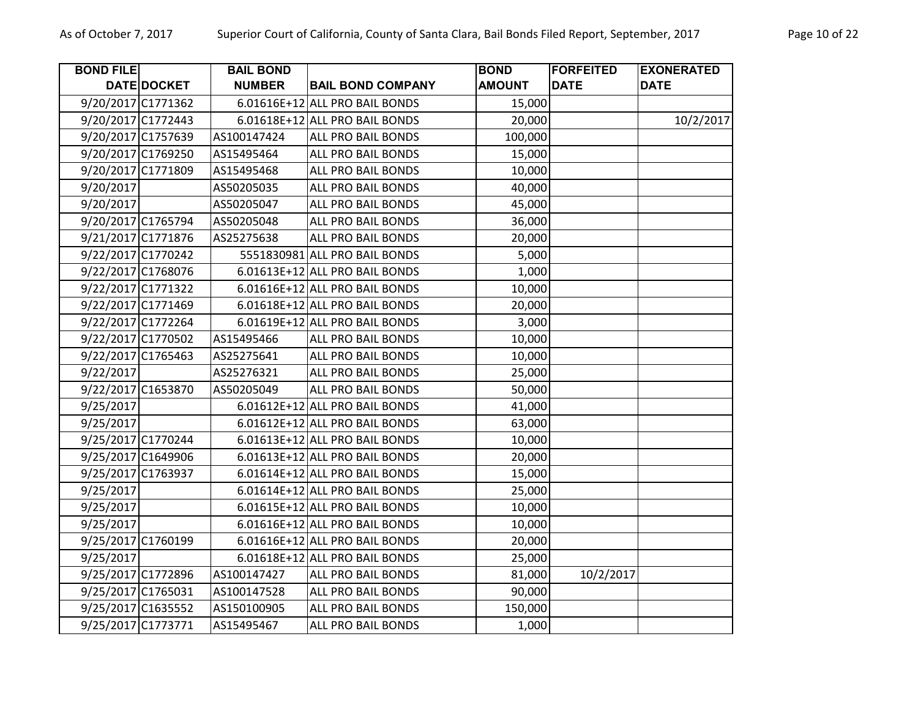| BOND FILE DATE | DOCKET | BAIL BOND NUMBER | BAIL BOND COMPANY | BOND AMOUNT | FORFEITED DATE | EXONERATED DATE |
|---|---|---|---|---|---|---|
| 9/20/2017 | C1771362 | 6.01616E+12 | ALL PRO BAIL BONDS | 15,000 | | |
| 9/20/2017 | C1772443 | 6.01618E+12 | ALL PRO BAIL BONDS | 20,000 | | 10/2/2017 |
| 9/20/2017 | C1757639 | AS100147424 | ALL PRO BAIL BONDS | 100,000 | | |
| 9/20/2017 | C1769250 | AS15495464 | ALL PRO BAIL BONDS | 15,000 | | |
| 9/20/2017 | C1771809 | AS15495468 | ALL PRO BAIL BONDS | 10,000 | | |
| 9/20/2017 | | AS50205035 | ALL PRO BAIL BONDS | 40,000 | | |
| 9/20/2017 | | AS50205047 | ALL PRO BAIL BONDS | 45,000 | | |
| 9/20/2017 | C1765794 | AS50205048 | ALL PRO BAIL BONDS | 36,000 | | |
| 9/21/2017 | C1771876 | AS25275638 | ALL PRO BAIL BONDS | 20,000 | | |
| 9/22/2017 | C1770242 | 5551830981 | ALL PRO BAIL BONDS | 5,000 | | |
| 9/22/2017 | C1768076 | 6.01613E+12 | ALL PRO BAIL BONDS | 1,000 | | |
| 9/22/2017 | C1771322 | 6.01616E+12 | ALL PRO BAIL BONDS | 10,000 | | |
| 9/22/2017 | C1771469 | 6.01618E+12 | ALL PRO BAIL BONDS | 20,000 | | |
| 9/22/2017 | C1772264 | 6.01619E+12 | ALL PRO BAIL BONDS | 3,000 | | |
| 9/22/2017 | C1770502 | AS15495466 | ALL PRO BAIL BONDS | 10,000 | | |
| 9/22/2017 | C1765463 | AS25275641 | ALL PRO BAIL BONDS | 10,000 | | |
| 9/22/2017 | | AS25276321 | ALL PRO BAIL BONDS | 25,000 | | |
| 9/22/2017 | C1653870 | AS50205049 | ALL PRO BAIL BONDS | 50,000 | | |
| 9/25/2017 | | 6.01612E+12 | ALL PRO BAIL BONDS | 41,000 | | |
| 9/25/2017 | | 6.01612E+12 | ALL PRO BAIL BONDS | 63,000 | | |
| 9/25/2017 | C1770244 | 6.01613E+12 | ALL PRO BAIL BONDS | 10,000 | | |
| 9/25/2017 | C1649906 | 6.01613E+12 | ALL PRO BAIL BONDS | 20,000 | | |
| 9/25/2017 | C1763937 | 6.01614E+12 | ALL PRO BAIL BONDS | 15,000 | | |
| 9/25/2017 | | 6.01614E+12 | ALL PRO BAIL BONDS | 25,000 | | |
| 9/25/2017 | | 6.01615E+12 | ALL PRO BAIL BONDS | 10,000 | | |
| 9/25/2017 | | 6.01616E+12 | ALL PRO BAIL BONDS | 10,000 | | |
| 9/25/2017 | C1760199 | 6.01616E+12 | ALL PRO BAIL BONDS | 20,000 | | |
| 9/25/2017 | | 6.01618E+12 | ALL PRO BAIL BONDS | 25,000 | | |
| 9/25/2017 | C1772896 | AS100147427 | ALL PRO BAIL BONDS | 81,000 | 10/2/2017 | |
| 9/25/2017 | C1765031 | AS100147528 | ALL PRO BAIL BONDS | 90,000 | | |
| 9/25/2017 | C1635552 | AS150100905 | ALL PRO BAIL BONDS | 150,000 | | |
| 9/25/2017 | C1773771 | AS15495467 | ALL PRO BAIL BONDS | 1,000 | | |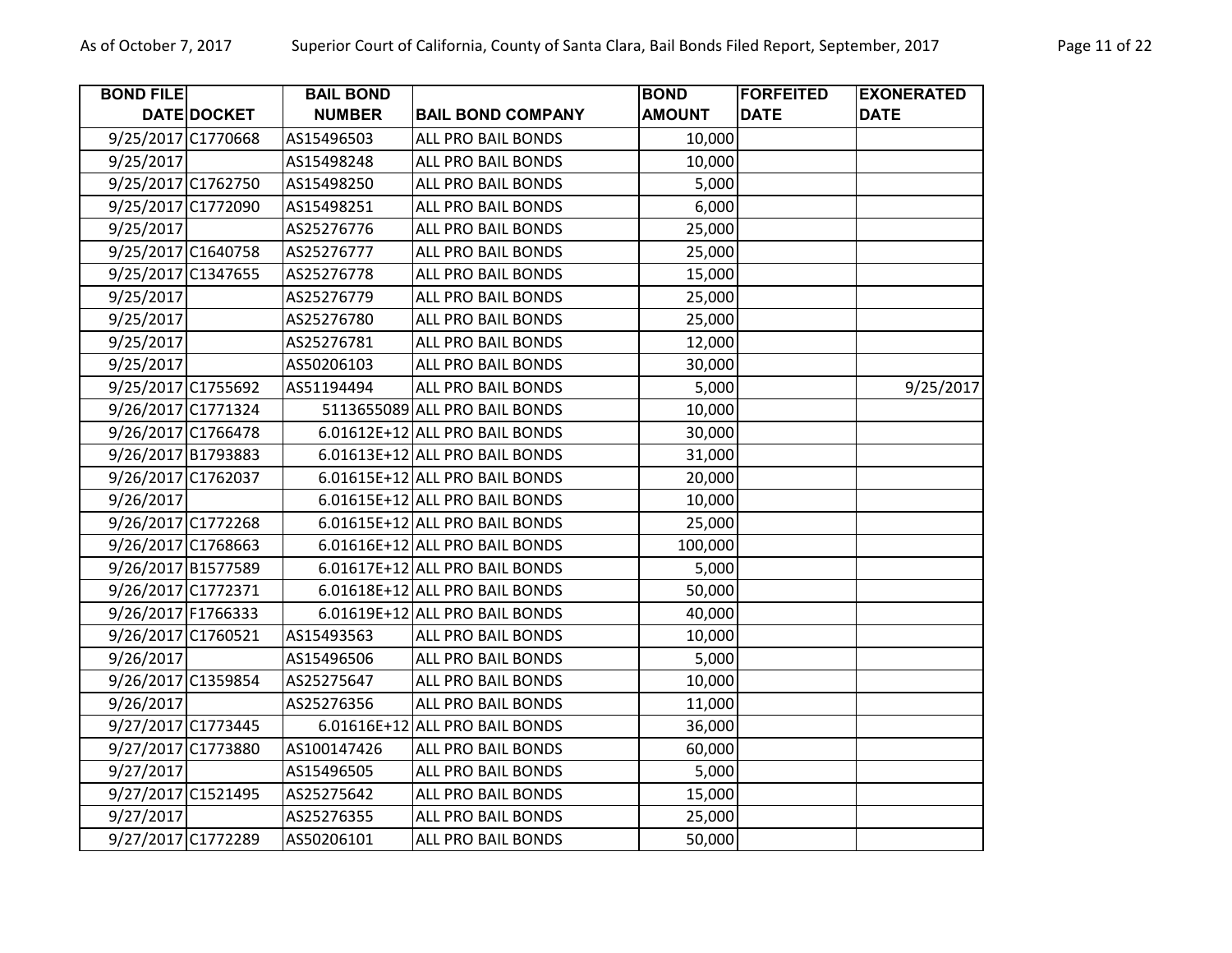| BOND FILE DATE | DOCKET | BAIL BOND NUMBER | BAIL BOND COMPANY | BOND AMOUNT | FORFEITED DATE | EXONERATED DATE |
|---|---|---|---|---|---|---|
| 9/25/2017 | C1770668 | AS15496503 | ALL PRO BAIL BONDS | 10,000 | | |
| 9/25/2017 | | AS15498248 | ALL PRO BAIL BONDS | 10,000 | | |
| 9/25/2017 | C1762750 | AS15498250 | ALL PRO BAIL BONDS | 5,000 | | |
| 9/25/2017 | C1772090 | AS15498251 | ALL PRO BAIL BONDS | 6,000 | | |
| 9/25/2017 | | AS25276776 | ALL PRO BAIL BONDS | 25,000 | | |
| 9/25/2017 | C1640758 | AS25276777 | ALL PRO BAIL BONDS | 25,000 | | |
| 9/25/2017 | C1347655 | AS25276778 | ALL PRO BAIL BONDS | 15,000 | | |
| 9/25/2017 | | AS25276779 | ALL PRO BAIL BONDS | 25,000 | | |
| 9/25/2017 | | AS25276780 | ALL PRO BAIL BONDS | 25,000 | | |
| 9/25/2017 | | AS25276781 | ALL PRO BAIL BONDS | 12,000 | | |
| 9/25/2017 | | AS50206103 | ALL PRO BAIL BONDS | 30,000 | | |
| 9/25/2017 | C1755692 | AS51194494 | ALL PRO BAIL BONDS | 5,000 | | 9/25/2017 |
| 9/26/2017 | C1771324 | 5113655089 | ALL PRO BAIL BONDS | 10,000 | | |
| 9/26/2017 | C1766478 | 6.01612E+12 | ALL PRO BAIL BONDS | 30,000 | | |
| 9/26/2017 | B1793883 | 6.01613E+12 | ALL PRO BAIL BONDS | 31,000 | | |
| 9/26/2017 | C1762037 | 6.01615E+12 | ALL PRO BAIL BONDS | 20,000 | | |
| 9/26/2017 | | 6.01615E+12 | ALL PRO BAIL BONDS | 10,000 | | |
| 9/26/2017 | C1772268 | 6.01615E+12 | ALL PRO BAIL BONDS | 25,000 | | |
| 9/26/2017 | C1768663 | 6.01616E+12 | ALL PRO BAIL BONDS | 100,000 | | |
| 9/26/2017 | B1577589 | 6.01617E+12 | ALL PRO BAIL BONDS | 5,000 | | |
| 9/26/2017 | C1772371 | 6.01618E+12 | ALL PRO BAIL BONDS | 50,000 | | |
| 9/26/2017 | F1766333 | 6.01619E+12 | ALL PRO BAIL BONDS | 40,000 | | |
| 9/26/2017 | C1760521 | AS15493563 | ALL PRO BAIL BONDS | 10,000 | | |
| 9/26/2017 | | AS15496506 | ALL PRO BAIL BONDS | 5,000 | | |
| 9/26/2017 | C1359854 | AS25275647 | ALL PRO BAIL BONDS | 10,000 | | |
| 9/26/2017 | | AS25276356 | ALL PRO BAIL BONDS | 11,000 | | |
| 9/27/2017 | C1773445 | 6.01616E+12 | ALL PRO BAIL BONDS | 36,000 | | |
| 9/27/2017 | C1773880 | AS100147426 | ALL PRO BAIL BONDS | 60,000 | | |
| 9/27/2017 | | AS15496505 | ALL PRO BAIL BONDS | 5,000 | | |
| 9/27/2017 | C1521495 | AS25275642 | ALL PRO BAIL BONDS | 15,000 | | |
| 9/27/2017 | | AS25276355 | ALL PRO BAIL BONDS | 25,000 | | |
| 9/27/2017 | C1772289 | AS50206101 | ALL PRO BAIL BONDS | 50,000 | | |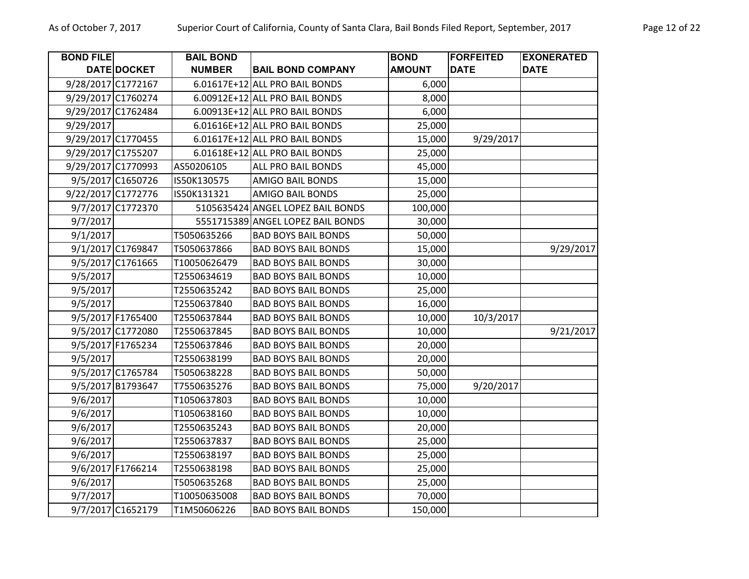| BOND FILE DATE | DOCKET | BAIL BOND NUMBER | BAIL BOND COMPANY | BOND AMOUNT | FORFEITED DATE | EXONERATED DATE |
|---|---|---|---|---|---|---|
| 9/28/2017 | C1772167 | 6.01617E+12 | ALL PRO BAIL BONDS | 6,000 | | |
| 9/29/2017 | C1760274 | 6.00912E+12 | ALL PRO BAIL BONDS | 8,000 | | |
| 9/29/2017 | C1762484 | 6.00913E+12 | ALL PRO BAIL BONDS | 6,000 | | |
| 9/29/2017 | | 6.01616E+12 | ALL PRO BAIL BONDS | 25,000 | | |
| 9/29/2017 | C1770455 | 6.01617E+12 | ALL PRO BAIL BONDS | 15,000 | 9/29/2017 | |
| 9/29/2017 | C1755207 | 6.01618E+12 | ALL PRO BAIL BONDS | 25,000 | | |
| 9/29/2017 | C1770993 | AS50206105 | ALL PRO BAIL BONDS | 45,000 | | |
| 9/5/2017 | C1650726 | IS50K130575 | AMIGO BAIL BONDS | 15,000 | | |
| 9/22/2017 | C1772776 | IS50K131321 | AMIGO BAIL BONDS | 25,000 | | |
| 9/7/2017 | C1772370 | 5105635424 | ANGEL LOPEZ BAIL BONDS | 100,000 | | |
| 9/7/2017 | | 5551715389 | ANGEL LOPEZ BAIL BONDS | 30,000 | | |
| 9/1/2017 | | T5050635266 | BAD BOYS BAIL BONDS | 50,000 | | |
| 9/1/2017 | C1769847 | T5050637866 | BAD BOYS BAIL BONDS | 15,000 | | 9/29/2017 |
| 9/5/2017 | C1761665 | T10050626479 | BAD BOYS BAIL BONDS | 30,000 | | |
| 9/5/2017 | | T2550634619 | BAD BOYS BAIL BONDS | 10,000 | | |
| 9/5/2017 | | T2550635242 | BAD BOYS BAIL BONDS | 25,000 | | |
| 9/5/2017 | | T2550637840 | BAD BOYS BAIL BONDS | 16,000 | | |
| 9/5/2017 | F1765400 | T2550637844 | BAD BOYS BAIL BONDS | 10,000 | 10/3/2017 | |
| 9/5/2017 | C1772080 | T2550637845 | BAD BOYS BAIL BONDS | 10,000 | | 9/21/2017 |
| 9/5/2017 | F1765234 | T2550637846 | BAD BOYS BAIL BONDS | 20,000 | | |
| 9/5/2017 | | T2550638199 | BAD BOYS BAIL BONDS | 20,000 | | |
| 9/5/2017 | C1765784 | T5050638228 | BAD BOYS BAIL BONDS | 50,000 | | |
| 9/5/2017 | B1793647 | T7550635276 | BAD BOYS BAIL BONDS | 75,000 | 9/20/2017 | |
| 9/6/2017 | | T1050637803 | BAD BOYS BAIL BONDS | 10,000 | | |
| 9/6/2017 | | T1050638160 | BAD BOYS BAIL BONDS | 10,000 | | |
| 9/6/2017 | | T2550635243 | BAD BOYS BAIL BONDS | 20,000 | | |
| 9/6/2017 | | T2550637837 | BAD BOYS BAIL BONDS | 25,000 | | |
| 9/6/2017 | | T2550638197 | BAD BOYS BAIL BONDS | 25,000 | | |
| 9/6/2017 | F1766214 | T2550638198 | BAD BOYS BAIL BONDS | 25,000 | | |
| 9/6/2017 | | T5050635268 | BAD BOYS BAIL BONDS | 25,000 | | |
| 9/7/2017 | | T10050635008 | BAD BOYS BAIL BONDS | 70,000 | | |
| 9/7/2017 | C1652179 | T1M50606226 | BAD BOYS BAIL BONDS | 150,000 | | |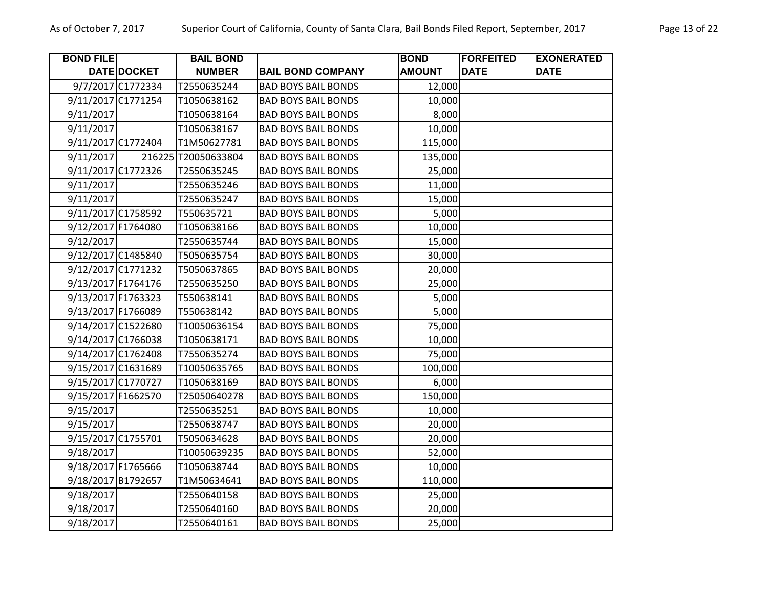| BOND FILE DATE | DOCKET | BAIL BOND NUMBER | BAIL BOND COMPANY | BOND AMOUNT | FORFEITED DATE | EXONERATED DATE |
|---|---|---|---|---|---|---|
| 9/7/2017 | C1772334 | T2550635244 | BAD BOYS BAIL BONDS | 12,000 | | |
| 9/11/2017 | C1771254 | T1050638162 | BAD BOYS BAIL BONDS | 10,000 | | |
| 9/11/2017 | | T1050638164 | BAD BOYS BAIL BONDS | 8,000 | | |
| 9/11/2017 | | T1050638167 | BAD BOYS BAIL BONDS | 10,000 | | |
| 9/11/2017 | C1772404 | T1M50627781 | BAD BOYS BAIL BONDS | 115,000 | | |
| 9/11/2017 | 216225 | T20050633804 | BAD BOYS BAIL BONDS | 135,000 | | |
| 9/11/2017 | C1772326 | T2550635245 | BAD BOYS BAIL BONDS | 25,000 | | |
| 9/11/2017 | | T2550635246 | BAD BOYS BAIL BONDS | 11,000 | | |
| 9/11/2017 | | T2550635247 | BAD BOYS BAIL BONDS | 15,000 | | |
| 9/11/2017 | C1758592 | T550635721 | BAD BOYS BAIL BONDS | 5,000 | | |
| 9/12/2017 | F1764080 | T1050638166 | BAD BOYS BAIL BONDS | 10,000 | | |
| 9/12/2017 | | T2550635744 | BAD BOYS BAIL BONDS | 15,000 | | |
| 9/12/2017 | C1485840 | T5050635754 | BAD BOYS BAIL BONDS | 30,000 | | |
| 9/12/2017 | C1771232 | T5050637865 | BAD BOYS BAIL BONDS | 20,000 | | |
| 9/13/2017 | F1764176 | T2550635250 | BAD BOYS BAIL BONDS | 25,000 | | |
| 9/13/2017 | F1763323 | T550638141 | BAD BOYS BAIL BONDS | 5,000 | | |
| 9/13/2017 | F1766089 | T550638142 | BAD BOYS BAIL BONDS | 5,000 | | |
| 9/14/2017 | C1522680 | T10050636154 | BAD BOYS BAIL BONDS | 75,000 | | |
| 9/14/2017 | C1766038 | T1050638171 | BAD BOYS BAIL BONDS | 10,000 | | |
| 9/14/2017 | C1762408 | T7550635274 | BAD BOYS BAIL BONDS | 75,000 | | |
| 9/15/2017 | C1631689 | T10050635765 | BAD BOYS BAIL BONDS | 100,000 | | |
| 9/15/2017 | C1770727 | T1050638169 | BAD BOYS BAIL BONDS | 6,000 | | |
| 9/15/2017 | F1662570 | T25050640278 | BAD BOYS BAIL BONDS | 150,000 | | |
| 9/15/2017 | | T2550635251 | BAD BOYS BAIL BONDS | 10,000 | | |
| 9/15/2017 | | T2550638747 | BAD BOYS BAIL BONDS | 20,000 | | |
| 9/15/2017 | C1755701 | T5050634628 | BAD BOYS BAIL BONDS | 20,000 | | |
| 9/18/2017 | | T10050639235 | BAD BOYS BAIL BONDS | 52,000 | | |
| 9/18/2017 | F1765666 | T1050638744 | BAD BOYS BAIL BONDS | 10,000 | | |
| 9/18/2017 | B1792657 | T1M50634641 | BAD BOYS BAIL BONDS | 110,000 | | |
| 9/18/2017 | | T2550640158 | BAD BOYS BAIL BONDS | 25,000 | | |
| 9/18/2017 | | T2550640160 | BAD BOYS BAIL BONDS | 20,000 | | |
| 9/18/2017 | | T2550640161 | BAD BOYS BAIL BONDS | 25,000 | | |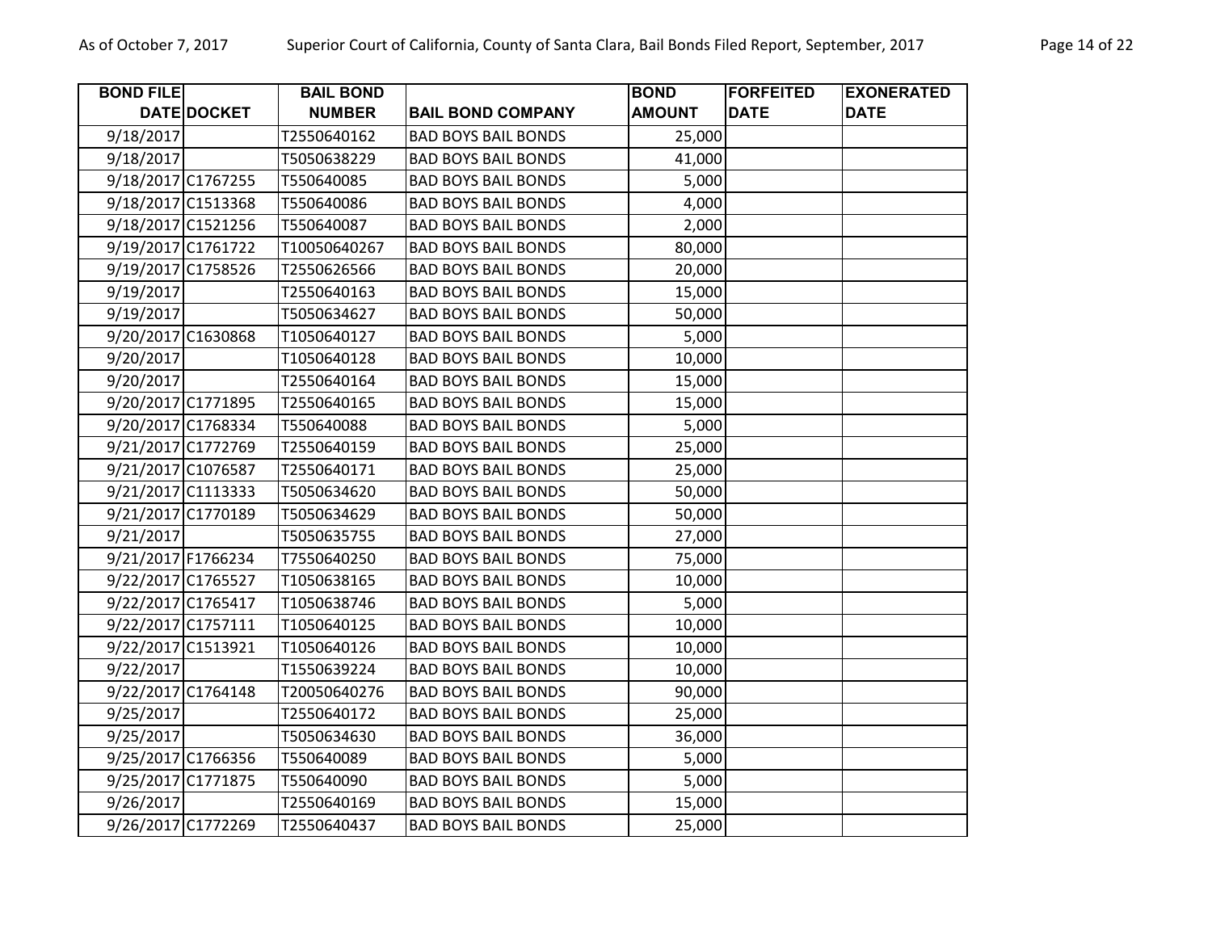| BOND FILE DATE | DOCKET | BAIL BOND NUMBER | BAIL BOND COMPANY | BOND AMOUNT | FORFEITED DATE | EXONERATED DATE |
|---|---|---|---|---|---|---|
| 9/18/2017 | | T2550640162 | BAD BOYS BAIL BONDS | 25,000 | | |
| 9/18/2017 | | T5050638229 | BAD BOYS BAIL BONDS | 41,000 | | |
| 9/18/2017 | C1767255 | T550640085 | BAD BOYS BAIL BONDS | 5,000 | | |
| 9/18/2017 | C1513368 | T550640086 | BAD BOYS BAIL BONDS | 4,000 | | |
| 9/18/2017 | C1521256 | T550640087 | BAD BOYS BAIL BONDS | 2,000 | | |
| 9/19/2017 | C1761722 | T10050640267 | BAD BOYS BAIL BONDS | 80,000 | | |
| 9/19/2017 | C1758526 | T2550626566 | BAD BOYS BAIL BONDS | 20,000 | | |
| 9/19/2017 | | T2550640163 | BAD BOYS BAIL BONDS | 15,000 | | |
| 9/19/2017 | | T5050634627 | BAD BOYS BAIL BONDS | 50,000 | | |
| 9/20/2017 | C1630868 | T1050640127 | BAD BOYS BAIL BONDS | 5,000 | | |
| 9/20/2017 | | T1050640128 | BAD BOYS BAIL BONDS | 10,000 | | |
| 9/20/2017 | | T2550640164 | BAD BOYS BAIL BONDS | 15,000 | | |
| 9/20/2017 | C1771895 | T2550640165 | BAD BOYS BAIL BONDS | 15,000 | | |
| 9/20/2017 | C1768334 | T550640088 | BAD BOYS BAIL BONDS | 5,000 | | |
| 9/21/2017 | C1772769 | T2550640159 | BAD BOYS BAIL BONDS | 25,000 | | |
| 9/21/2017 | C1076587 | T2550640171 | BAD BOYS BAIL BONDS | 25,000 | | |
| 9/21/2017 | C1113333 | T5050634620 | BAD BOYS BAIL BONDS | 50,000 | | |
| 9/21/2017 | C1770189 | T5050634629 | BAD BOYS BAIL BONDS | 50,000 | | |
| 9/21/2017 | | T5050635755 | BAD BOYS BAIL BONDS | 27,000 | | |
| 9/21/2017 | F1766234 | T7550640250 | BAD BOYS BAIL BONDS | 75,000 | | |
| 9/22/2017 | C1765527 | T1050638165 | BAD BOYS BAIL BONDS | 10,000 | | |
| 9/22/2017 | C1765417 | T1050638746 | BAD BOYS BAIL BONDS | 5,000 | | |
| 9/22/2017 | C1757111 | T1050640125 | BAD BOYS BAIL BONDS | 10,000 | | |
| 9/22/2017 | C1513921 | T1050640126 | BAD BOYS BAIL BONDS | 10,000 | | |
| 9/22/2017 | | T1550639224 | BAD BOYS BAIL BONDS | 10,000 | | |
| 9/22/2017 | C1764148 | T20050640276 | BAD BOYS BAIL BONDS | 90,000 | | |
| 9/25/2017 | | T2550640172 | BAD BOYS BAIL BONDS | 25,000 | | |
| 9/25/2017 | | T5050634630 | BAD BOYS BAIL BONDS | 36,000 | | |
| 9/25/2017 | C1766356 | T550640089 | BAD BOYS BAIL BONDS | 5,000 | | |
| 9/25/2017 | C1771875 | T550640090 | BAD BOYS BAIL BONDS | 5,000 | | |
| 9/26/2017 | | T2550640169 | BAD BOYS BAIL BONDS | 15,000 | | |
| 9/26/2017 | C1772269 | T2550640437 | BAD BOYS BAIL BONDS | 25,000 | | |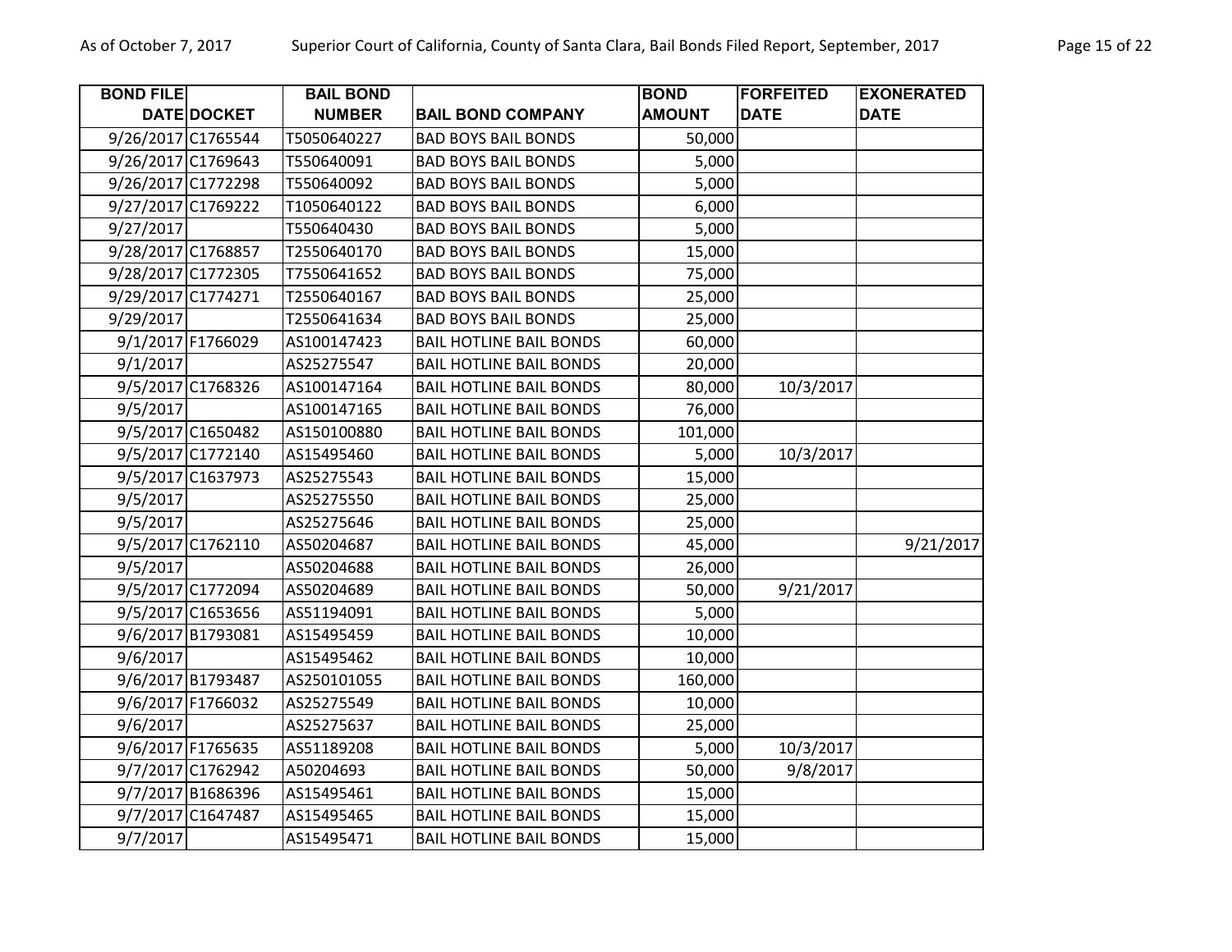| BOND FILE DATE | DOCKET | BAIL BOND NUMBER | BAIL BOND COMPANY | BOND AMOUNT | FORFEITED DATE | EXONERATED DATE |
|---|---|---|---|---|---|---|
| 9/26/2017 | C1765544 | T5050640227 | BAD BOYS BAIL BONDS | 50,000 | | |
| 9/26/2017 | C1769643 | T550640091 | BAD BOYS BAIL BONDS | 5,000 | | |
| 9/26/2017 | C1772298 | T550640092 | BAD BOYS BAIL BONDS | 5,000 | | |
| 9/27/2017 | C1769222 | T1050640122 | BAD BOYS BAIL BONDS | 6,000 | | |
| 9/27/2017 | | T550640430 | BAD BOYS BAIL BONDS | 5,000 | | |
| 9/28/2017 | C1768857 | T2550640170 | BAD BOYS BAIL BONDS | 15,000 | | |
| 9/28/2017 | C1772305 | T7550641652 | BAD BOYS BAIL BONDS | 75,000 | | |
| 9/29/2017 | C1774271 | T2550640167 | BAD BOYS BAIL BONDS | 25,000 | | |
| 9/29/2017 | | T2550641634 | BAD BOYS BAIL BONDS | 25,000 | | |
| 9/1/2017 | F1766029 | AS100147423 | BAIL HOTLINE BAIL BONDS | 60,000 | | |
| 9/1/2017 | | AS25275547 | BAIL HOTLINE BAIL BONDS | 20,000 | | |
| 9/5/2017 | C1768326 | AS100147164 | BAIL HOTLINE BAIL BONDS | 80,000 | 10/3/2017 | |
| 9/5/2017 | | AS100147165 | BAIL HOTLINE BAIL BONDS | 76,000 | | |
| 9/5/2017 | C1650482 | AS150100880 | BAIL HOTLINE BAIL BONDS | 101,000 | | |
| 9/5/2017 | C1772140 | AS15495460 | BAIL HOTLINE BAIL BONDS | 5,000 | 10/3/2017 | |
| 9/5/2017 | C1637973 | AS25275543 | BAIL HOTLINE BAIL BONDS | 15,000 | | |
| 9/5/2017 | | AS25275550 | BAIL HOTLINE BAIL BONDS | 25,000 | | |
| 9/5/2017 | | AS25275646 | BAIL HOTLINE BAIL BONDS | 25,000 | | |
| 9/5/2017 | C1762110 | AS50204687 | BAIL HOTLINE BAIL BONDS | 45,000 | | 9/21/2017 |
| 9/5/2017 | | AS50204688 | BAIL HOTLINE BAIL BONDS | 26,000 | | |
| 9/5/2017 | C1772094 | AS50204689 | BAIL HOTLINE BAIL BONDS | 50,000 | 9/21/2017 | |
| 9/5/2017 | C1653656 | AS51194091 | BAIL HOTLINE BAIL BONDS | 5,000 | | |
| 9/6/2017 | B1793081 | AS15495459 | BAIL HOTLINE BAIL BONDS | 10,000 | | |
| 9/6/2017 | | AS15495462 | BAIL HOTLINE BAIL BONDS | 10,000 | | |
| 9/6/2017 | B1793487 | AS250101055 | BAIL HOTLINE BAIL BONDS | 160,000 | | |
| 9/6/2017 | F1766032 | AS25275549 | BAIL HOTLINE BAIL BONDS | 10,000 | | |
| 9/6/2017 | | AS25275637 | BAIL HOTLINE BAIL BONDS | 25,000 | | |
| 9/6/2017 | F1765635 | AS51189208 | BAIL HOTLINE BAIL BONDS | 5,000 | 10/3/2017 | |
| 9/7/2017 | C1762942 | A50204693 | BAIL HOTLINE BAIL BONDS | 50,000 | 9/8/2017 | |
| 9/7/2017 | B1686396 | AS15495461 | BAIL HOTLINE BAIL BONDS | 15,000 | | |
| 9/7/2017 | C1647487 | AS15495465 | BAIL HOTLINE BAIL BONDS | 15,000 | | |
| 9/7/2017 | | AS15495471 | BAIL HOTLINE BAIL BONDS | 15,000 | | |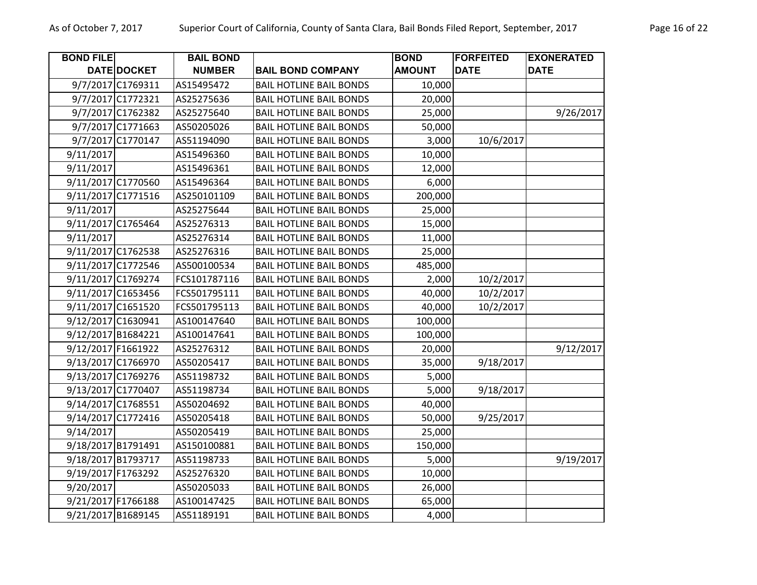| BOND FILE DATE | DOCKET | BAIL BOND NUMBER | BAIL BOND COMPANY | BOND AMOUNT | FORFEITED DATE | EXONERATED DATE |
|---|---|---|---|---|---|---|
| 9/7/2017 | C1769311 | AS15495472 | BAIL HOTLINE BAIL BONDS | 10,000 | | |
| 9/7/2017 | C1772321 | AS25275636 | BAIL HOTLINE BAIL BONDS | 20,000 | | |
| 9/7/2017 | C1762382 | AS25275640 | BAIL HOTLINE BAIL BONDS | 25,000 | | 9/26/2017 |
| 9/7/2017 | C1771663 | AS50205026 | BAIL HOTLINE BAIL BONDS | 50,000 | | |
| 9/7/2017 | C1770147 | AS51194090 | BAIL HOTLINE BAIL BONDS | 3,000 | 10/6/2017 | |
| 9/11/2017 | | AS15496360 | BAIL HOTLINE BAIL BONDS | 10,000 | | |
| 9/11/2017 | | AS15496361 | BAIL HOTLINE BAIL BONDS | 12,000 | | |
| 9/11/2017 | C1770560 | AS15496364 | BAIL HOTLINE BAIL BONDS | 6,000 | | |
| 9/11/2017 | C1771516 | AS250101109 | BAIL HOTLINE BAIL BONDS | 200,000 | | |
| 9/11/2017 | | AS25275644 | BAIL HOTLINE BAIL BONDS | 25,000 | | |
| 9/11/2017 | C1765464 | AS25276313 | BAIL HOTLINE BAIL BONDS | 15,000 | | |
| 9/11/2017 | | AS25276314 | BAIL HOTLINE BAIL BONDS | 11,000 | | |
| 9/11/2017 | C1762538 | AS25276316 | BAIL HOTLINE BAIL BONDS | 25,000 | | |
| 9/11/2017 | C1772546 | AS500100534 | BAIL HOTLINE BAIL BONDS | 485,000 | | |
| 9/11/2017 | C1769274 | FCS101787116 | BAIL HOTLINE BAIL BONDS | 2,000 | 10/2/2017 | |
| 9/11/2017 | C1653456 | FCS501795111 | BAIL HOTLINE BAIL BONDS | 40,000 | 10/2/2017 | |
| 9/11/2017 | C1651520 | FCS501795113 | BAIL HOTLINE BAIL BONDS | 40,000 | 10/2/2017 | |
| 9/12/2017 | C1630941 | AS100147640 | BAIL HOTLINE BAIL BONDS | 100,000 | | |
| 9/12/2017 | B1684221 | AS100147641 | BAIL HOTLINE BAIL BONDS | 100,000 | | |
| 9/12/2017 | F1661922 | AS25276312 | BAIL HOTLINE BAIL BONDS | 20,000 | | 9/12/2017 |
| 9/13/2017 | C1766970 | AS50205417 | BAIL HOTLINE BAIL BONDS | 35,000 | 9/18/2017 | |
| 9/13/2017 | C1769276 | AS51198732 | BAIL HOTLINE BAIL BONDS | 5,000 | | |
| 9/13/2017 | C1770407 | AS51198734 | BAIL HOTLINE BAIL BONDS | 5,000 | 9/18/2017 | |
| 9/14/2017 | C1768551 | AS50204692 | BAIL HOTLINE BAIL BONDS | 40,000 | | |
| 9/14/2017 | C1772416 | AS50205418 | BAIL HOTLINE BAIL BONDS | 50,000 | 9/25/2017 | |
| 9/14/2017 | | AS50205419 | BAIL HOTLINE BAIL BONDS | 25,000 | | |
| 9/18/2017 | B1791491 | AS150100881 | BAIL HOTLINE BAIL BONDS | 150,000 | | |
| 9/18/2017 | B1793717 | AS51198733 | BAIL HOTLINE BAIL BONDS | 5,000 | | 9/19/2017 |
| 9/19/2017 | F1763292 | AS25276320 | BAIL HOTLINE BAIL BONDS | 10,000 | | |
| 9/20/2017 | | AS50205033 | BAIL HOTLINE BAIL BONDS | 26,000 | | |
| 9/21/2017 | F1766188 | AS100147425 | BAIL HOTLINE BAIL BONDS | 65,000 | | |
| 9/21/2017 | B1689145 | AS51189191 | BAIL HOTLINE BAIL BONDS | 4,000 | | |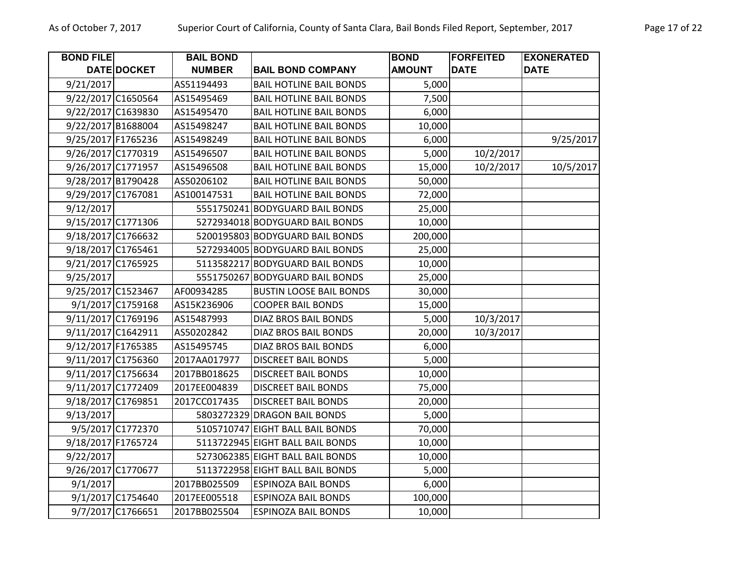| BOND FILE DATE | DOCKET | BAIL BOND NUMBER | BAIL BOND COMPANY | BOND AMOUNT | FORFEITED DATE | EXONERATED DATE |
|---|---|---|---|---|---|---|
| 9/21/2017 | | AS51194493 | BAIL HOTLINE BAIL BONDS | 5,000 | | |
| 9/22/2017 | C1650564 | AS15495469 | BAIL HOTLINE BAIL BONDS | 7,500 | | |
| 9/22/2017 | C1639830 | AS15495470 | BAIL HOTLINE BAIL BONDS | 6,000 | | |
| 9/22/2017 | B1688004 | AS15498247 | BAIL HOTLINE BAIL BONDS | 10,000 | | |
| 9/25/2017 | F1765236 | AS15498249 | BAIL HOTLINE BAIL BONDS | 6,000 | | 9/25/2017 |
| 9/26/2017 | C1770319 | AS15496507 | BAIL HOTLINE BAIL BONDS | 5,000 | 10/2/2017 | |
| 9/26/2017 | C1771957 | AS15496508 | BAIL HOTLINE BAIL BONDS | 15,000 | 10/2/2017 | 10/5/2017 |
| 9/28/2017 | B1790428 | AS50206102 | BAIL HOTLINE BAIL BONDS | 50,000 | | |
| 9/29/2017 | C1767081 | AS100147531 | BAIL HOTLINE BAIL BONDS | 72,000 | | |
| 9/12/2017 | | 5551750241 | BODYGUARD BAIL BONDS | 25,000 | | |
| 9/15/2017 | C1771306 | 5272934018 | BODYGUARD BAIL BONDS | 10,000 | | |
| 9/18/2017 | C1766632 | 5200195803 | BODYGUARD BAIL BONDS | 200,000 | | |
| 9/18/2017 | C1765461 | 5272934005 | BODYGUARD BAIL BONDS | 25,000 | | |
| 9/21/2017 | C1765925 | 5113582217 | BODYGUARD BAIL BONDS | 10,000 | | |
| 9/25/2017 | | 5551750267 | BODYGUARD BAIL BONDS | 25,000 | | |
| 9/25/2017 | C1523467 | AF00934285 | BUSTIN LOOSE BAIL BONDS | 30,000 | | |
| 9/1/2017 | C1759168 | AS15K236906 | COOPER BAIL BONDS | 15,000 | | |
| 9/11/2017 | C1769196 | AS15487993 | DIAZ BROS BAIL BONDS | 5,000 | 10/3/2017 | |
| 9/11/2017 | C1642911 | AS50202842 | DIAZ BROS BAIL BONDS | 20,000 | 10/3/2017 | |
| 9/12/2017 | F1765385 | AS15495745 | DIAZ BROS BAIL BONDS | 6,000 | | |
| 9/11/2017 | C1756360 | 2017AA017977 | DISCREET BAIL BONDS | 5,000 | | |
| 9/11/2017 | C1756634 | 2017BB018625 | DISCREET BAIL BONDS | 10,000 | | |
| 9/11/2017 | C1772409 | 2017EE004839 | DISCREET BAIL BONDS | 75,000 | | |
| 9/18/2017 | C1769851 | 2017CC017435 | DISCREET BAIL BONDS | 20,000 | | |
| 9/13/2017 | | 5803272329 | DRAGON BAIL BONDS | 5,000 | | |
| 9/5/2017 | C1772370 | 5105710747 | EIGHT BALL BAIL BONDS | 70,000 | | |
| 9/18/2017 | F1765724 | 5113722945 | EIGHT BALL BAIL BONDS | 10,000 | | |
| 9/22/2017 | | 5273062385 | EIGHT BALL BAIL BONDS | 10,000 | | |
| 9/26/2017 | C1770677 | 5113722958 | EIGHT BALL BAIL BONDS | 5,000 | | |
| 9/1/2017 | | 2017BB025509 | ESPINOZA BAIL BONDS | 6,000 | | |
| 9/1/2017 | C1754640 | 2017EE005518 | ESPINOZA BAIL BONDS | 100,000 | | |
| 9/7/2017 | C1766651 | 2017BB025504 | ESPINOZA BAIL BONDS | 10,000 | | |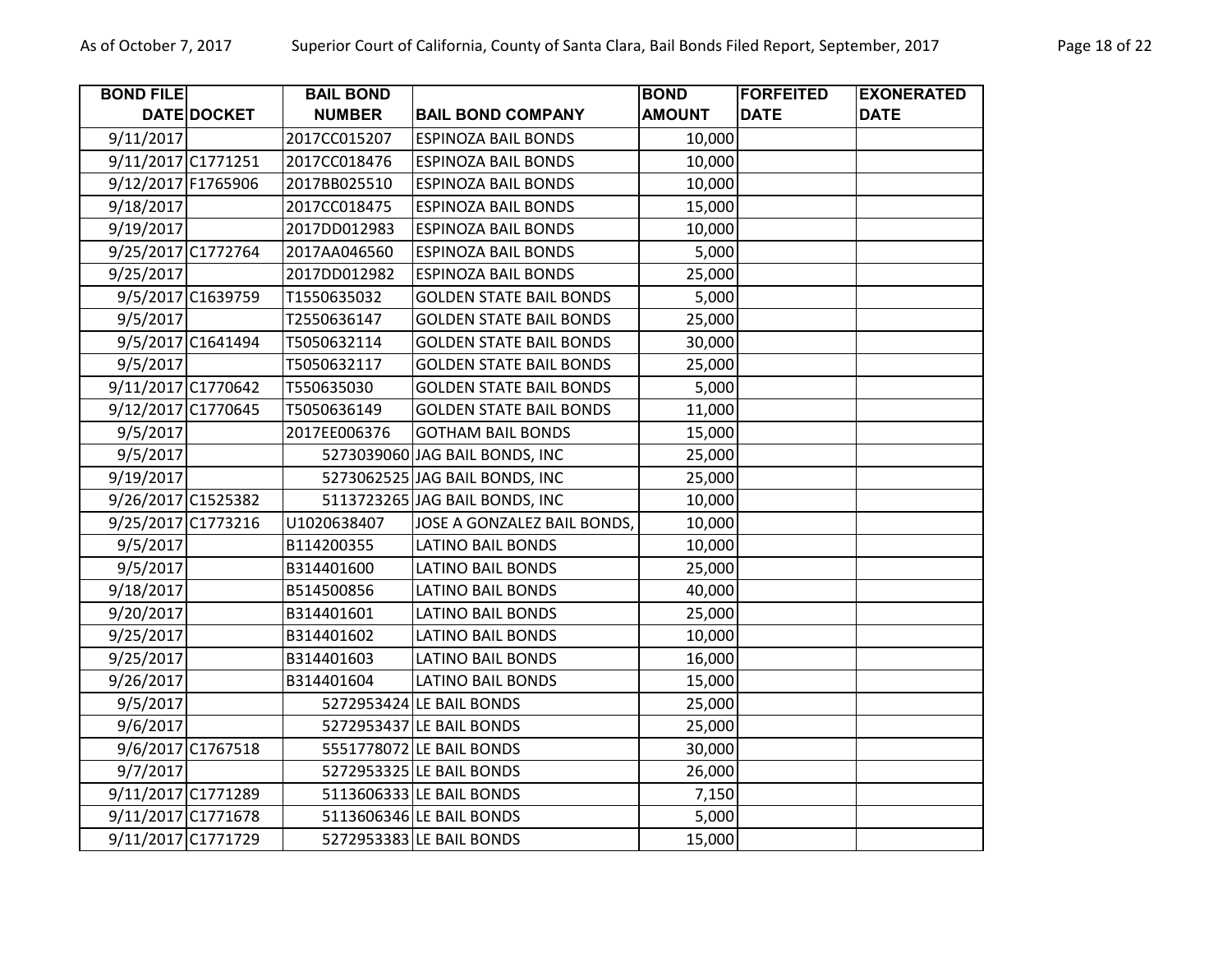| BOND FILE DATE | DOCKET | BAIL BOND NUMBER | BAIL BOND COMPANY | BOND AMOUNT | FORFEITED DATE | EXONERATED DATE |
|---|---|---|---|---|---|---|
| 9/11/2017 | | 2017CC015207 | ESPINOZA BAIL BONDS | 10,000 | | |
| 9/11/2017 | C1771251 | 2017CC018476 | ESPINOZA BAIL BONDS | 10,000 | | |
| 9/12/2017 | F1765906 | 2017BB025510 | ESPINOZA BAIL BONDS | 10,000 | | |
| 9/18/2017 | | 2017CC018475 | ESPINOZA BAIL BONDS | 15,000 | | |
| 9/19/2017 | | 2017DD012983 | ESPINOZA BAIL BONDS | 10,000 | | |
| 9/25/2017 | C1772764 | 2017AA046560 | ESPINOZA BAIL BONDS | 5,000 | | |
| 9/25/2017 | | 2017DD012982 | ESPINOZA BAIL BONDS | 25,000 | | |
| 9/5/2017 | C1639759 | T1550635032 | GOLDEN STATE BAIL BONDS | 5,000 | | |
| 9/5/2017 | | T2550636147 | GOLDEN STATE BAIL BONDS | 25,000 | | |
| 9/5/2017 | C1641494 | T5050632114 | GOLDEN STATE BAIL BONDS | 30,000 | | |
| 9/5/2017 | | T5050632117 | GOLDEN STATE BAIL BONDS | 25,000 | | |
| 9/11/2017 | C1770642 | T550635030 | GOLDEN STATE BAIL BONDS | 5,000 | | |
| 9/12/2017 | C1770645 | T5050636149 | GOLDEN STATE BAIL BONDS | 11,000 | | |
| 9/5/2017 | | 2017EE006376 | GOTHAM BAIL BONDS | 15,000 | | |
| 9/5/2017 | | 5273039060 | JAG BAIL BONDS, INC | 25,000 | | |
| 9/19/2017 | | 5273062525 | JAG BAIL BONDS, INC | 25,000 | | |
| 9/26/2017 | C1525382 | 5113723265 | JAG BAIL BONDS, INC | 10,000 | | |
| 9/25/2017 | C1773216 | U1020638407 | JOSE A GONZALEZ BAIL BONDS, | 10,000 | | |
| 9/5/2017 | | B114200355 | LATINO BAIL BONDS | 10,000 | | |
| 9/5/2017 | | B314401600 | LATINO BAIL BONDS | 25,000 | | |
| 9/18/2017 | | B514500856 | LATINO BAIL BONDS | 40,000 | | |
| 9/20/2017 | | B314401601 | LATINO BAIL BONDS | 25,000 | | |
| 9/25/2017 | | B314401602 | LATINO BAIL BONDS | 10,000 | | |
| 9/25/2017 | | B314401603 | LATINO BAIL BONDS | 16,000 | | |
| 9/26/2017 | | B314401604 | LATINO BAIL BONDS | 15,000 | | |
| 9/5/2017 | | 5272953424 | LE BAIL BONDS | 25,000 | | |
| 9/6/2017 | | 5272953437 | LE BAIL BONDS | 25,000 | | |
| 9/6/2017 | C1767518 | 5551778072 | LE BAIL BONDS | 30,000 | | |
| 9/7/2017 | | 5272953325 | LE BAIL BONDS | 26,000 | | |
| 9/11/2017 | C1771289 | 5113606333 | LE BAIL BONDS | 7,150 | | |
| 9/11/2017 | C1771678 | 5113606346 | LE BAIL BONDS | 5,000 | | |
| 9/11/2017 | C1771729 | 5272953383 | LE BAIL BONDS | 15,000 | | |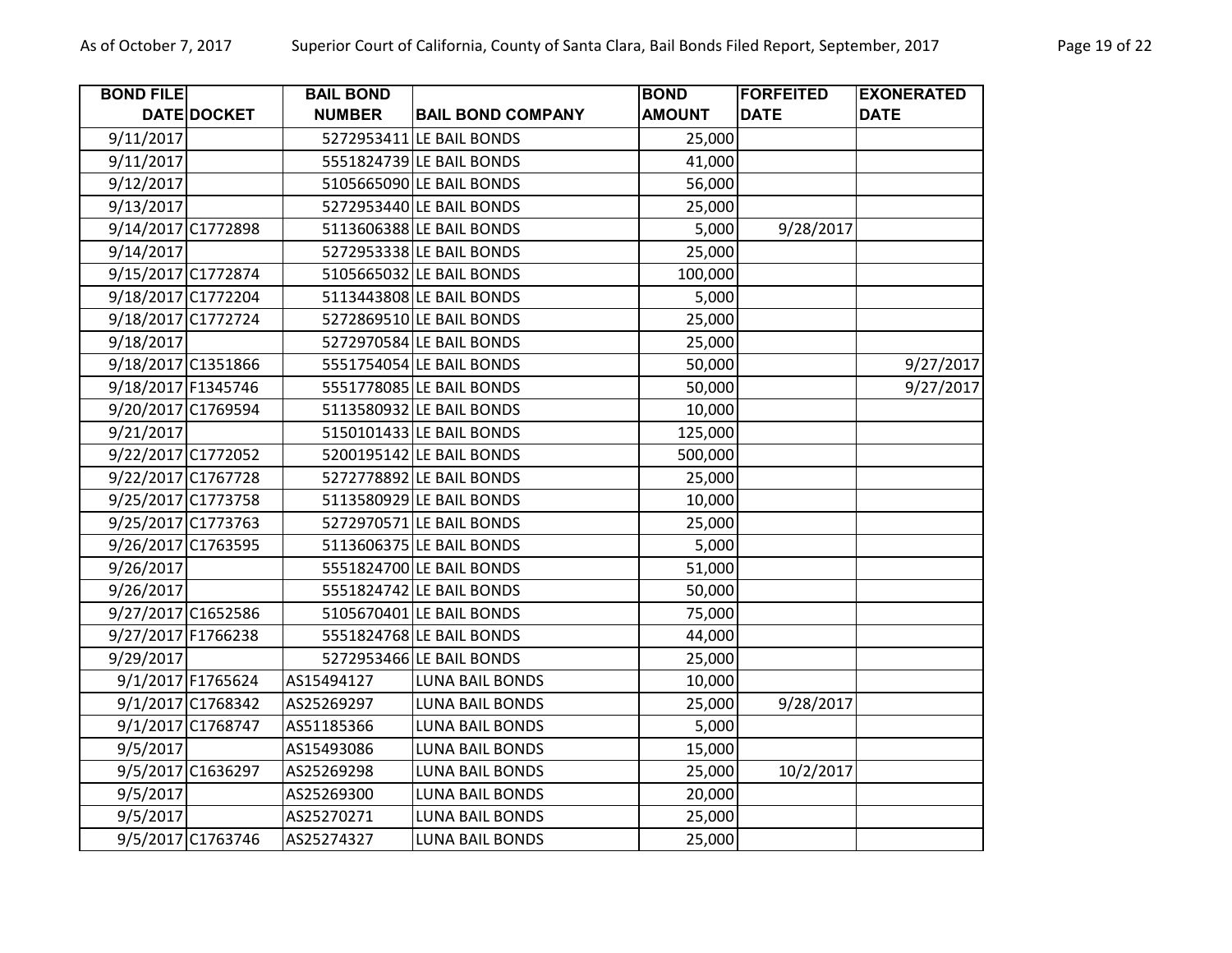| BOND FILE DATE | DOCKET | BAIL BOND NUMBER | BAIL BOND COMPANY | BOND AMOUNT | FORFEITED DATE | EXONERATED DATE |
|---|---|---|---|---|---|---|
| 9/11/2017 | | 5272953411 | LE BAIL BONDS | 25,000 | | |
| 9/11/2017 | | 5551824739 | LE BAIL BONDS | 41,000 | | |
| 9/12/2017 | | 5105665090 | LE BAIL BONDS | 56,000 | | |
| 9/13/2017 | | 5272953440 | LE BAIL BONDS | 25,000 | | |
| 9/14/2017 | C1772898 | 5113606388 | LE BAIL BONDS | 5,000 | 9/28/2017 | |
| 9/14/2017 | | 5272953338 | LE BAIL BONDS | 25,000 | | |
| 9/15/2017 | C1772874 | 5105665032 | LE BAIL BONDS | 100,000 | | |
| 9/18/2017 | C1772204 | 5113443808 | LE BAIL BONDS | 5,000 | | |
| 9/18/2017 | C1772724 | 5272869510 | LE BAIL BONDS | 25,000 | | |
| 9/18/2017 | | 5272970584 | LE BAIL BONDS | 25,000 | | |
| 9/18/2017 | C1351866 | 5551754054 | LE BAIL BONDS | 50,000 | | 9/27/2017 |
| 9/18/2017 | F1345746 | 5551778085 | LE BAIL BONDS | 50,000 | | 9/27/2017 |
| 9/20/2017 | C1769594 | 5113580932 | LE BAIL BONDS | 10,000 | | |
| 9/21/2017 | | 5150101433 | LE BAIL BONDS | 125,000 | | |
| 9/22/2017 | C1772052 | 5200195142 | LE BAIL BONDS | 500,000 | | |
| 9/22/2017 | C1767728 | 5272778892 | LE BAIL BONDS | 25,000 | | |
| 9/25/2017 | C1773758 | 5113580929 | LE BAIL BONDS | 10,000 | | |
| 9/25/2017 | C1773763 | 5272970571 | LE BAIL BONDS | 25,000 | | |
| 9/26/2017 | C1763595 | 5113606375 | LE BAIL BONDS | 5,000 | | |
| 9/26/2017 | | 5551824700 | LE BAIL BONDS | 51,000 | | |
| 9/26/2017 | | 5551824742 | LE BAIL BONDS | 50,000 | | |
| 9/27/2017 | C1652586 | 5105670401 | LE BAIL BONDS | 75,000 | | |
| 9/27/2017 | F1766238 | 5551824768 | LE BAIL BONDS | 44,000 | | |
| 9/29/2017 | | 5272953466 | LE BAIL BONDS | 25,000 | | |
| 9/1/2017 | F1765624 | AS15494127 | LUNA BAIL BONDS | 10,000 | | |
| 9/1/2017 | C1768342 | AS25269297 | LUNA BAIL BONDS | 25,000 | 9/28/2017 | |
| 9/1/2017 | C1768747 | AS51185366 | LUNA BAIL BONDS | 5,000 | | |
| 9/5/2017 | | AS15493086 | LUNA BAIL BONDS | 15,000 | | |
| 9/5/2017 | C1636297 | AS25269298 | LUNA BAIL BONDS | 25,000 | 10/2/2017 | |
| 9/5/2017 | | AS25269300 | LUNA BAIL BONDS | 20,000 | | |
| 9/5/2017 | | AS25270271 | LUNA BAIL BONDS | 25,000 | | |
| 9/5/2017 | C1763746 | AS25274327 | LUNA BAIL BONDS | 25,000 | | |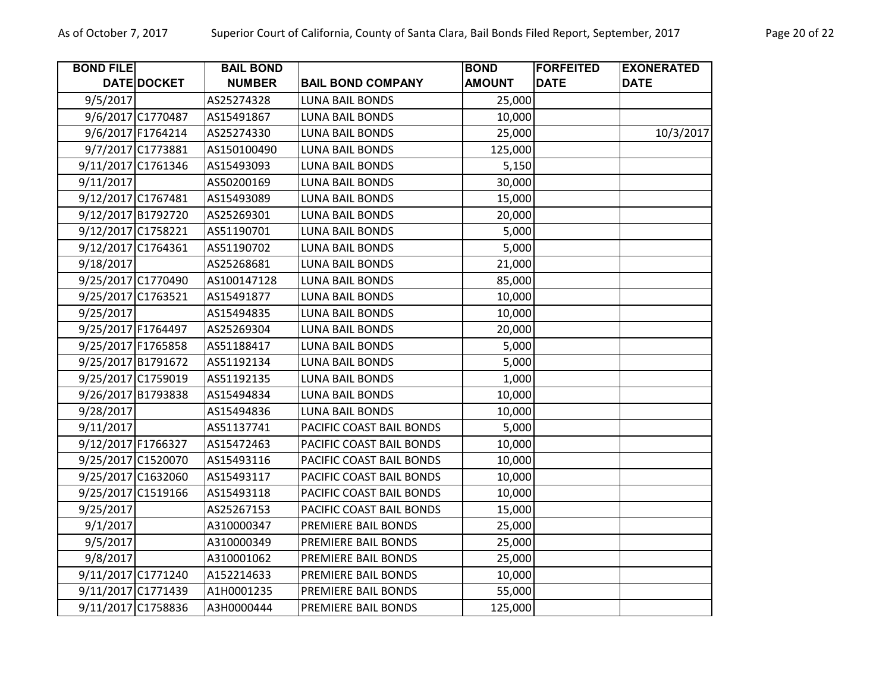| BOND FILE DATE | DOCKET | BAIL BOND NUMBER | BAIL BOND COMPANY | BOND AMOUNT | FORFEITED DATE | EXONERATED DATE |
|---|---|---|---|---|---|---|
| 9/5/2017 | | AS25274328 | LUNA BAIL BONDS | 25,000 | | |
| 9/6/2017 | C1770487 | AS15491867 | LUNA BAIL BONDS | 10,000 | | |
| 9/6/2017 | F1764214 | AS25274330 | LUNA BAIL BONDS | 25,000 | | 10/3/2017 |
| 9/7/2017 | C1773881 | AS150100490 | LUNA BAIL BONDS | 125,000 | | |
| 9/11/2017 | C1761346 | AS15493093 | LUNA BAIL BONDS | 5,150 | | |
| 9/11/2017 | | AS50200169 | LUNA BAIL BONDS | 30,000 | | |
| 9/12/2017 | C1767481 | AS15493089 | LUNA BAIL BONDS | 15,000 | | |
| 9/12/2017 | B1792720 | AS25269301 | LUNA BAIL BONDS | 20,000 | | |
| 9/12/2017 | C1758221 | AS51190701 | LUNA BAIL BONDS | 5,000 | | |
| 9/12/2017 | C1764361 | AS51190702 | LUNA BAIL BONDS | 5,000 | | |
| 9/18/2017 | | AS25268681 | LUNA BAIL BONDS | 21,000 | | |
| 9/25/2017 | C1770490 | AS100147128 | LUNA BAIL BONDS | 85,000 | | |
| 9/25/2017 | C1763521 | AS15491877 | LUNA BAIL BONDS | 10,000 | | |
| 9/25/2017 | | AS15494835 | LUNA BAIL BONDS | 10,000 | | |
| 9/25/2017 | F1764497 | AS25269304 | LUNA BAIL BONDS | 20,000 | | |
| 9/25/2017 | F1765858 | AS51188417 | LUNA BAIL BONDS | 5,000 | | |
| 9/25/2017 | B1791672 | AS51192134 | LUNA BAIL BONDS | 5,000 | | |
| 9/25/2017 | C1759019 | AS51192135 | LUNA BAIL BONDS | 1,000 | | |
| 9/26/2017 | B1793838 | AS15494834 | LUNA BAIL BONDS | 10,000 | | |
| 9/28/2017 | | AS15494836 | LUNA BAIL BONDS | 10,000 | | |
| 9/11/2017 | | AS51137741 | PACIFIC COAST BAIL BONDS | 5,000 | | |
| 9/12/2017 | F1766327 | AS15472463 | PACIFIC COAST BAIL BONDS | 10,000 | | |
| 9/25/2017 | C1520070 | AS15493116 | PACIFIC COAST BAIL BONDS | 10,000 | | |
| 9/25/2017 | C1632060 | AS15493117 | PACIFIC COAST BAIL BONDS | 10,000 | | |
| 9/25/2017 | C1519166 | AS15493118 | PACIFIC COAST BAIL BONDS | 10,000 | | |
| 9/25/2017 | | AS25267153 | PACIFIC COAST BAIL BONDS | 15,000 | | |
| 9/1/2017 | | A310000347 | PREMIERE BAIL BONDS | 25,000 | | |
| 9/5/2017 | | A310000349 | PREMIERE BAIL BONDS | 25,000 | | |
| 9/8/2017 | | A310001062 | PREMIERE BAIL BONDS | 25,000 | | |
| 9/11/2017 | C1771240 | A152214633 | PREMIERE BAIL BONDS | 10,000 | | |
| 9/11/2017 | C1771439 | A1H0001235 | PREMIERE BAIL BONDS | 55,000 | | |
| 9/11/2017 | C1758836 | A3H0000444 | PREMIERE BAIL BONDS | 125,000 | | |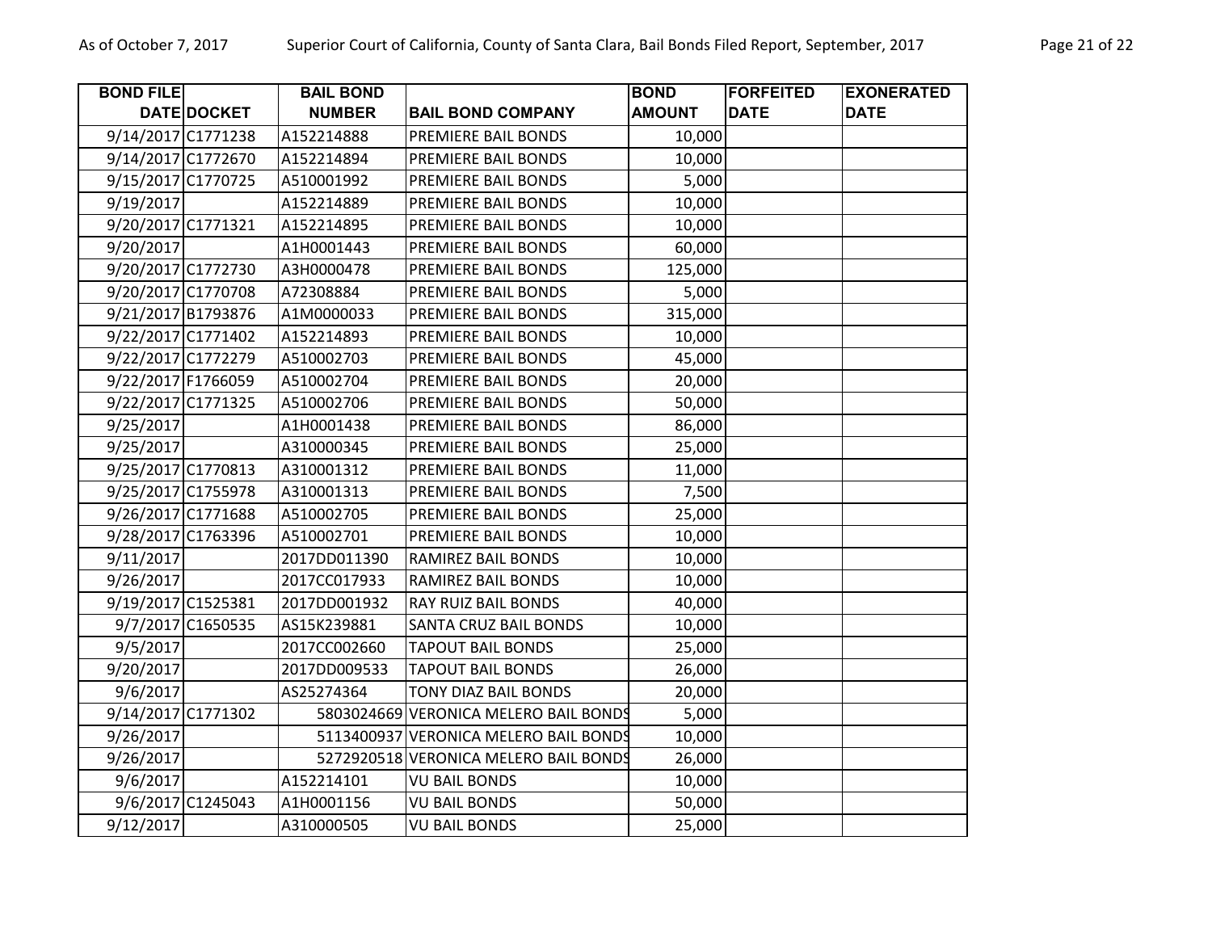| BOND FILE DATE | DOCKET | BAIL BOND NUMBER | BAIL BOND COMPANY | BOND AMOUNT | FORFEITED DATE | EXONERATED DATE |
|---|---|---|---|---|---|---|
| 9/14/2017 | C1771238 | A152214888 | PREMIERE BAIL BONDS | 10,000 | | |
| 9/14/2017 | C1772670 | A152214894 | PREMIERE BAIL BONDS | 10,000 | | |
| 9/15/2017 | C1770725 | A510001992 | PREMIERE BAIL BONDS | 5,000 | | |
| 9/19/2017 | | A152214889 | PREMIERE BAIL BONDS | 10,000 | | |
| 9/20/2017 | C1771321 | A152214895 | PREMIERE BAIL BONDS | 10,000 | | |
| 9/20/2017 | | A1H0001443 | PREMIERE BAIL BONDS | 60,000 | | |
| 9/20/2017 | C1772730 | A3H0000478 | PREMIERE BAIL BONDS | 125,000 | | |
| 9/20/2017 | C1770708 | A72308884 | PREMIERE BAIL BONDS | 5,000 | | |
| 9/21/2017 | B1793876 | A1M0000033 | PREMIERE BAIL BONDS | 315,000 | | |
| 9/22/2017 | C1771402 | A152214893 | PREMIERE BAIL BONDS | 10,000 | | |
| 9/22/2017 | C1772279 | A510002703 | PREMIERE BAIL BONDS | 45,000 | | |
| 9/22/2017 | F1766059 | A510002704 | PREMIERE BAIL BONDS | 20,000 | | |
| 9/22/2017 | C1771325 | A510002706 | PREMIERE BAIL BONDS | 50,000 | | |
| 9/25/2017 | | A1H0001438 | PREMIERE BAIL BONDS | 86,000 | | |
| 9/25/2017 | | A310000345 | PREMIERE BAIL BONDS | 25,000 | | |
| 9/25/2017 | C1770813 | A310001312 | PREMIERE BAIL BONDS | 11,000 | | |
| 9/25/2017 | C1755978 | A310001313 | PREMIERE BAIL BONDS | 7,500 | | |
| 9/26/2017 | C1771688 | A510002705 | PREMIERE BAIL BONDS | 25,000 | | |
| 9/28/2017 | C1763396 | A510002701 | PREMIERE BAIL BONDS | 10,000 | | |
| 9/11/2017 | | 2017DD011390 | RAMIREZ BAIL BONDS | 10,000 | | |
| 9/26/2017 | | 2017CC017933 | RAMIREZ BAIL BONDS | 10,000 | | |
| 9/19/2017 | C1525381 | 2017DD001932 | RAY RUIZ BAIL BONDS | 40,000 | | |
| 9/7/2017 | C1650535 | AS15K239881 | SANTA CRUZ BAIL BONDS | 10,000 | | |
| 9/5/2017 | | 2017CC002660 | TAPOUT BAIL BONDS | 25,000 | | |
| 9/20/2017 | | 2017DD009533 | TAPOUT BAIL BONDS | 26,000 | | |
| 9/6/2017 | | AS25274364 | TONY DIAZ BAIL BONDS | 20,000 | | |
| 9/14/2017 | C1771302 | 5803024669 | VERONICA MELERO BAIL BONDS | 5,000 | | |
| 9/26/2017 | | 5113400937 | VERONICA MELERO BAIL BONDS | 10,000 | | |
| 9/26/2017 | | 5272920518 | VERONICA MELERO BAIL BONDS | 26,000 | | |
| 9/6/2017 | | A152214101 | VU BAIL BONDS | 10,000 | | |
| 9/6/2017 | C1245043 | A1H0001156 | VU BAIL BONDS | 50,000 | | |
| 9/12/2017 | | A310000505 | VU BAIL BONDS | 25,000 | | |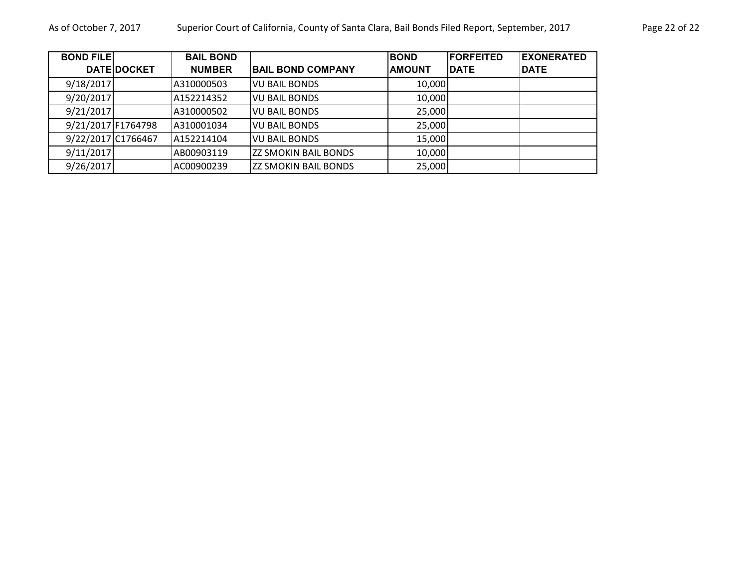| BOND FILE DATE | DOCKET | BAIL BOND NUMBER | BAIL BOND COMPANY | BOND AMOUNT | FORFEITED DATE | EXONERATED DATE |
|---|---|---|---|---|---|---|
| 9/18/2017 | | A310000503 | VU BAIL BONDS | 10,000 | | |
| 9/20/2017 | | A152214352 | VU BAIL BONDS | 10,000 | | |
| 9/21/2017 | | A310000502 | VU BAIL BONDS | 25,000 | | |
| 9/21/2017 | F1764798 | A310001034 | VU BAIL BONDS | 25,000 | | |
| 9/22/2017 | C1766467 | A152214104 | VU BAIL BONDS | 15,000 | | |
| 9/11/2017 | | AB00903119 | ZZ SMOKIN BAIL BONDS | 10,000 | | |
| 9/26/2017 | | AC00900239 | ZZ SMOKIN BAIL BONDS | 25,000 | | |